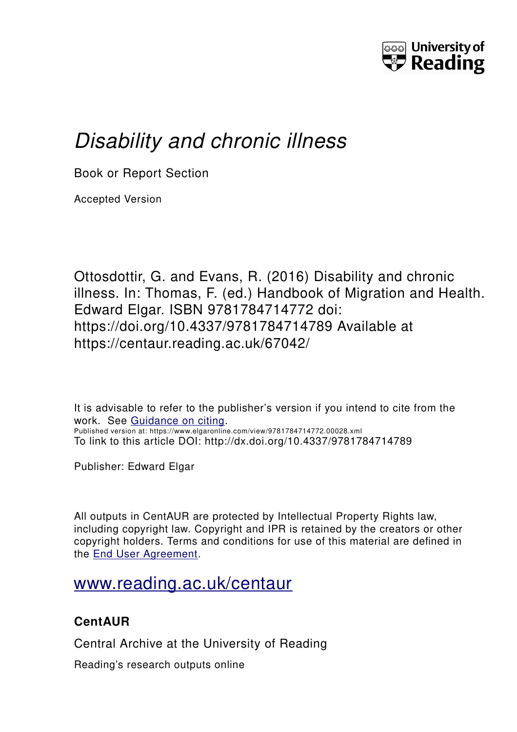University of Reading

# *Disability and chronic illness*

Book or Report Section

Accepted Version

Ottosdottir, G. and Evans, R. (2016) Disability and chronic illness. In: Thomas, F. (ed.) Handbook of Migration and Health. Edward Elgar. ISBN 9781784714772 doi: https://doi.org/10.4337/9781784714789 Available at https://centaur.reading.ac.uk/67042/

It is advisable to refer to the publisher's version if you intend to cite from the work. See Guidance on citing.
Published version at: https://www.elgaronline.com/view/9781784714772.00028.xml
To link to this article DOI: http://dx.doi.org/10.4337/9781784714789

Publisher: Edward Elgar

All outputs in CentAUR are protected by Intellectual Property Rights law, including copyright law. Copyright and IPR is retained by the creators or other copyright holders. Terms and conditions for use of this material are defined in the End User Agreement.

www.reading.ac.uk/centaur

**CentAUR**

Central Archive at the University of Reading

Reading's research outputs online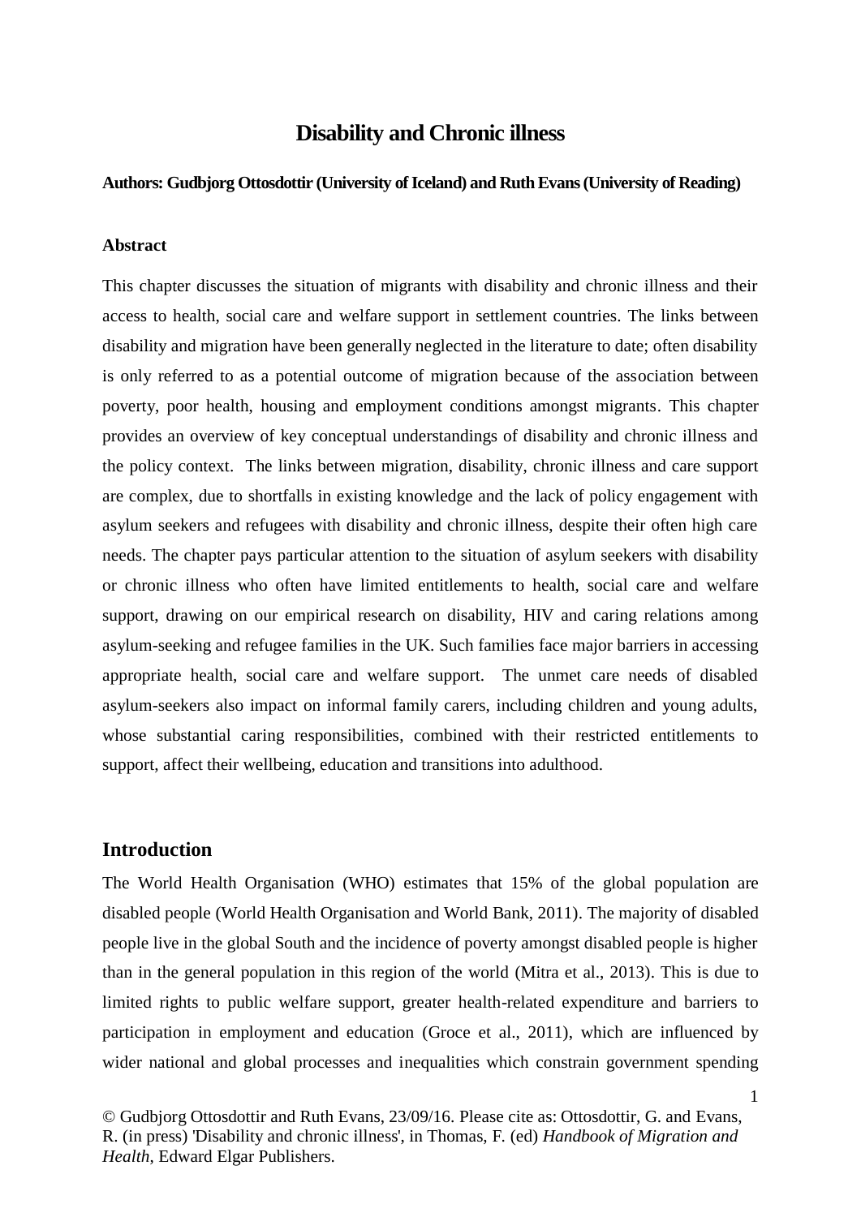# Disability and Chronic illness

**Authors: Gudbjorg Ottosdottir (University of Iceland) and Ruth Evans (University of Reading)**

**Abstract**

This chapter discusses the situation of migrants with disability and chronic illness and their access to health, social care and welfare support in settlement countries. The links between disability and migration have been generally neglected in the literature to date; often disability is only referred to as a potential outcome of migration because of the association between poverty, poor health, housing and employment conditions amongst migrants. This chapter provides an overview of key conceptual understandings of disability and chronic illness and the policy context. The links between migration, disability, chronic illness and care support are complex, due to shortfalls in existing knowledge and the lack of policy engagement with asylum seekers and refugees with disability and chronic illness, despite their often high care needs. The chapter pays particular attention to the situation of asylum seekers with disability or chronic illness who often have limited entitlements to health, social care and welfare support, drawing on our empirical research on disability, HIV and caring relations among asylum-seeking and refugee families in the UK. Such families face major barriers in accessing appropriate health, social care and welfare support. The unmet care needs of disabled asylum-seekers also impact on informal family carers, including children and young adults, whose substantial caring responsibilities, combined with their restricted entitlements to support, affect their wellbeing, education and transitions into adulthood.

## Introduction

The World Health Organisation (WHO) estimates that 15% of the global population are disabled people (World Health Organisation and World Bank, 2011). The majority of disabled people live in the global South and the incidence of poverty amongst disabled people is higher than in the general population in this region of the world (Mitra et al., 2013). This is due to limited rights to public welfare support, greater health-related expenditure and barriers to participation in employment and education (Groce et al., 2011), which are influenced by wider national and global processes and inequalities which constrain government spending

© Gudbjorg Ottosdottir and Ruth Evans, 23/09/16. Please cite as: Ottosdottir, G. and Evans, R. (in press) 'Disability and chronic illness', in Thomas, F. (ed) *Handbook of Migration and Health*, Edward Elgar Publishers.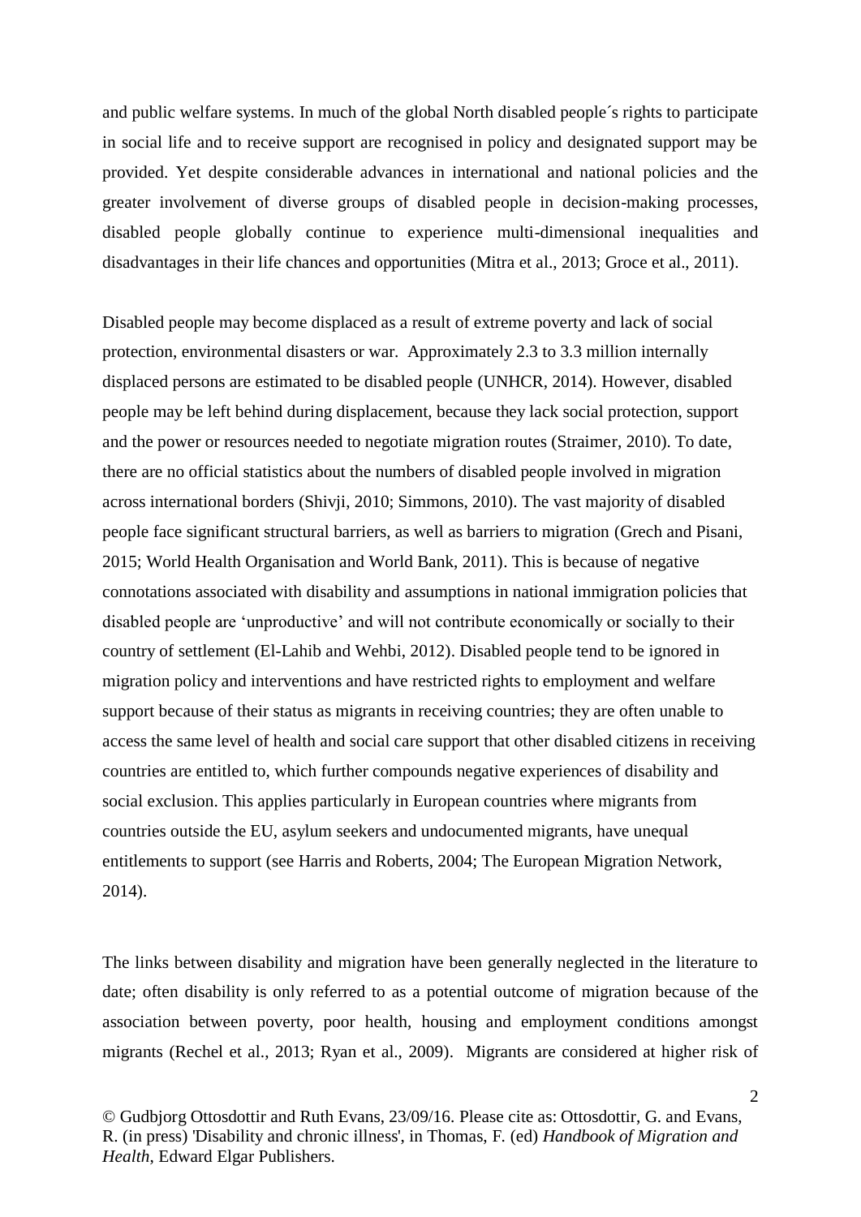and public welfare systems. In much of the global North disabled people´s rights to participate in social life and to receive support are recognised in policy and designated support may be provided. Yet despite considerable advances in international and national policies and the greater involvement of diverse groups of disabled people in decision-making processes, disabled people globally continue to experience multi-dimensional inequalities and disadvantages in their life chances and opportunities (Mitra et al., 2013; Groce et al., 2011).

Disabled people may become displaced as a result of extreme poverty and lack of social protection, environmental disasters or war. Approximately 2.3 to 3.3 million internally displaced persons are estimated to be disabled people (UNHCR, 2014). However, disabled people may be left behind during displacement, because they lack social protection, support and the power or resources needed to negotiate migration routes (Straimer, 2010). To date, there are no official statistics about the numbers of disabled people involved in migration across international borders (Shivji, 2010; Simmons, 2010). The vast majority of disabled people face significant structural barriers, as well as barriers to migration (Grech and Pisani, 2015; World Health Organisation and World Bank, 2011). This is because of negative connotations associated with disability and assumptions in national immigration policies that disabled people are 'unproductive' and will not contribute economically or socially to their country of settlement (El-Lahib and Wehbi, 2012). Disabled people tend to be ignored in migration policy and interventions and have restricted rights to employment and welfare support because of their status as migrants in receiving countries; they are often unable to access the same level of health and social care support that other disabled citizens in receiving countries are entitled to, which further compounds negative experiences of disability and social exclusion. This applies particularly in European countries where migrants from countries outside the EU, asylum seekers and undocumented migrants, have unequal entitlements to support (see Harris and Roberts, 2004; The European Migration Network, 2014).

The links between disability and migration have been generally neglected in the literature to date; often disability is only referred to as a potential outcome of migration because of the association between poverty, poor health, housing and employment conditions amongst migrants (Rechel et al., 2013; Ryan et al., 2009). Migrants are considered at higher risk of

© Gudbjorg Ottosdottir and Ruth Evans, 23/09/16. Please cite as: Ottosdottir, G. and Evans, R. (in press) 'Disability and chronic illness', in Thomas, F. (ed) *Handbook of Migration and Health*, Edward Elgar Publishers.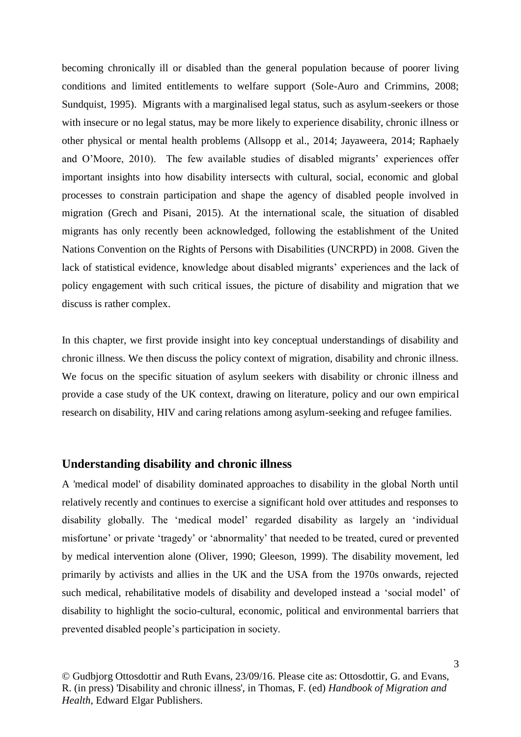becoming chronically ill or disabled than the general population because of poorer living conditions and limited entitlements to welfare support (Sole-Auro and Crimmins, 2008; Sundquist, 1995). Migrants with a marginalised legal status, such as asylum-seekers or those with insecure or no legal status, may be more likely to experience disability, chronic illness or other physical or mental health problems (Allsopp et al., 2014; Jayaweera, 2014; Raphaely and O'Moore, 2010). The few available studies of disabled migrants' experiences offer important insights into how disability intersects with cultural, social, economic and global processes to constrain participation and shape the agency of disabled people involved in migration (Grech and Pisani, 2015). At the international scale, the situation of disabled migrants has only recently been acknowledged, following the establishment of the United Nations Convention on the Rights of Persons with Disabilities (UNCRPD) in 2008. Given the lack of statistical evidence, knowledge about disabled migrants' experiences and the lack of policy engagement with such critical issues, the picture of disability and migration that we discuss is rather complex.

In this chapter, we first provide insight into key conceptual understandings of disability and chronic illness. We then discuss the policy context of migration, disability and chronic illness. We focus on the specific situation of asylum seekers with disability or chronic illness and provide a case study of the UK context, drawing on literature, policy and our own empirical research on disability, HIV and caring relations among asylum-seeking and refugee families.

## Understanding disability and chronic illness

A 'medical model' of disability dominated approaches to disability in the global North until relatively recently and continues to exercise a significant hold over attitudes and responses to disability globally. The 'medical model' regarded disability as largely an 'individual misfortune' or private 'tragedy' or 'abnormality' that needed to be treated, cured or prevented by medical intervention alone (Oliver, 1990; Gleeson, 1999). The disability movement, led primarily by activists and allies in the UK and the USA from the 1970s onwards, rejected such medical, rehabilitative models of disability and developed instead a 'social model' of disability to highlight the socio-cultural, economic, political and environmental barriers that prevented disabled people's participation in society.

© Gudbjorg Ottosdottir and Ruth Evans, 23/09/16. Please cite as: Ottosdottir, G. and Evans, R. (in press) 'Disability and chronic illness', in Thomas, F. (ed) *Handbook of Migration and Health*, Edward Elgar Publishers.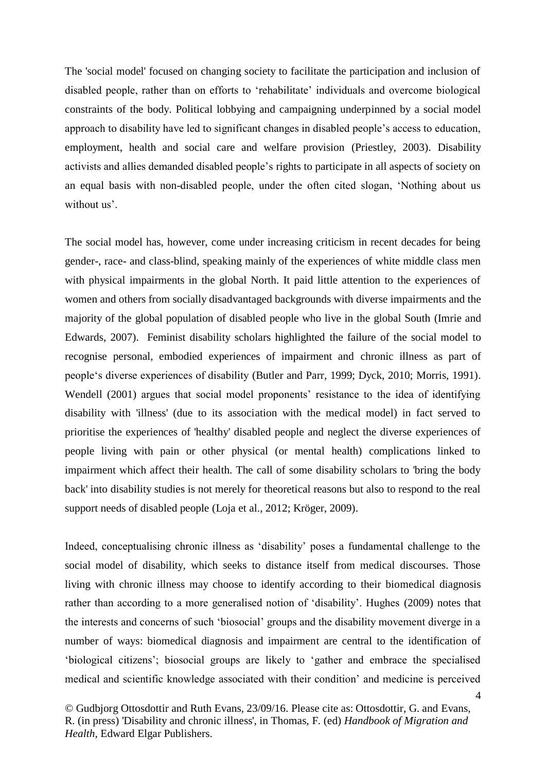The 'social model' focused on changing society to facilitate the participation and inclusion of disabled people, rather than on efforts to 'rehabilitate' individuals and overcome biological constraints of the body. Political lobbying and campaigning underpinned by a social model approach to disability have led to significant changes in disabled people's access to education, employment, health and social care and welfare provision (Priestley, 2003). Disability activists and allies demanded disabled people's rights to participate in all aspects of society on an equal basis with non-disabled people, under the often cited slogan, 'Nothing about us without us'.

The social model has, however, come under increasing criticism in recent decades for being gender-, race- and class-blind, speaking mainly of the experiences of white middle class men with physical impairments in the global North. It paid little attention to the experiences of women and others from socially disadvantaged backgrounds with diverse impairments and the majority of the global population of disabled people who live in the global South (Imrie and Edwards, 2007). Feminist disability scholars highlighted the failure of the social model to recognise personal, embodied experiences of impairment and chronic illness as part of people's diverse experiences of disability (Butler and Parr, 1999; Dyck, 2010; Morris, 1991). Wendell (2001) argues that social model proponents' resistance to the idea of identifying disability with 'illness' (due to its association with the medical model) in fact served to prioritise the experiences of 'healthy' disabled people and neglect the diverse experiences of people living with pain or other physical (or mental health) complications linked to impairment which affect their health. The call of some disability scholars to 'bring the body back' into disability studies is not merely for theoretical reasons but also to respond to the real support needs of disabled people (Loja et al., 2012; Kröger, 2009).

Indeed, conceptualising chronic illness as 'disability' poses a fundamental challenge to the social model of disability, which seeks to distance itself from medical discourses. Those living with chronic illness may choose to identify according to their biomedical diagnosis rather than according to a more generalised notion of 'disability'. Hughes (2009) notes that the interests and concerns of such 'biosocial' groups and the disability movement diverge in a number of ways: biomedical diagnosis and impairment are central to the identification of 'biological citizens'; biosocial groups are likely to 'gather and embrace the specialised medical and scientific knowledge associated with their condition' and medicine is perceived

© Gudbjorg Ottosdottir and Ruth Evans, 23/09/16. Please cite as: Ottosdottir, G. and Evans, R. (in press) 'Disability and chronic illness', in Thomas, F. (ed) *Handbook of Migration and Health*, Edward Elgar Publishers.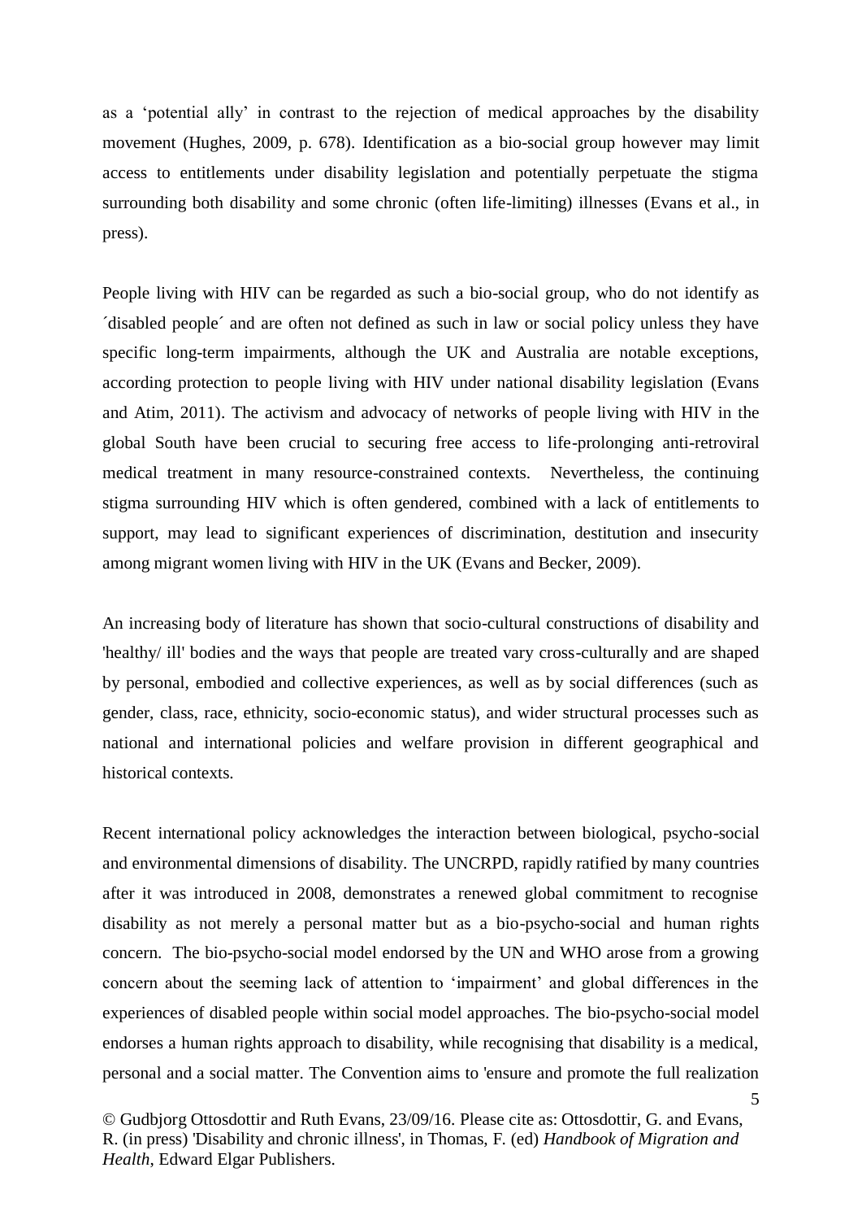as a 'potential ally' in contrast to the rejection of medical approaches by the disability movement (Hughes, 2009, p. 678). Identification as a bio-social group however may limit access to entitlements under disability legislation and potentially perpetuate the stigma surrounding both disability and some chronic (often life-limiting) illnesses (Evans et al., in press).

People living with HIV can be regarded as such a bio-social group, who do not identify as ´disabled people´ and are often not defined as such in law or social policy unless they have specific long-term impairments, although the UK and Australia are notable exceptions, according protection to people living with HIV under national disability legislation (Evans and Atim, 2011). The activism and advocacy of networks of people living with HIV in the global South have been crucial to securing free access to life-prolonging anti-retroviral medical treatment in many resource-constrained contexts. Nevertheless, the continuing stigma surrounding HIV which is often gendered, combined with a lack of entitlements to support, may lead to significant experiences of discrimination, destitution and insecurity among migrant women living with HIV in the UK (Evans and Becker, 2009).

An increasing body of literature has shown that socio-cultural constructions of disability and 'healthy/ ill' bodies and the ways that people are treated vary cross-culturally and are shaped by personal, embodied and collective experiences, as well as by social differences (such as gender, class, race, ethnicity, socio-economic status), and wider structural processes such as national and international policies and welfare provision in different geographical and historical contexts.

Recent international policy acknowledges the interaction between biological, psycho-social and environmental dimensions of disability. The UNCRPD, rapidly ratified by many countries after it was introduced in 2008, demonstrates a renewed global commitment to recognise disability as not merely a personal matter but as a bio-psycho-social and human rights concern. The bio-psycho-social model endorsed by the UN and WHO arose from a growing concern about the seeming lack of attention to 'impairment' and global differences in the experiences of disabled people within social model approaches. The bio-psycho-social model endorses a human rights approach to disability, while recognising that disability is a medical, personal and a social matter. The Convention aims to 'ensure and promote the full realization

© Gudbjorg Ottosdottir and Ruth Evans, 23/09/16. Please cite as: Ottosdottir, G. and Evans, R. (in press) 'Disability and chronic illness', in Thomas, F. (ed) *Handbook of Migration and Health*, Edward Elgar Publishers.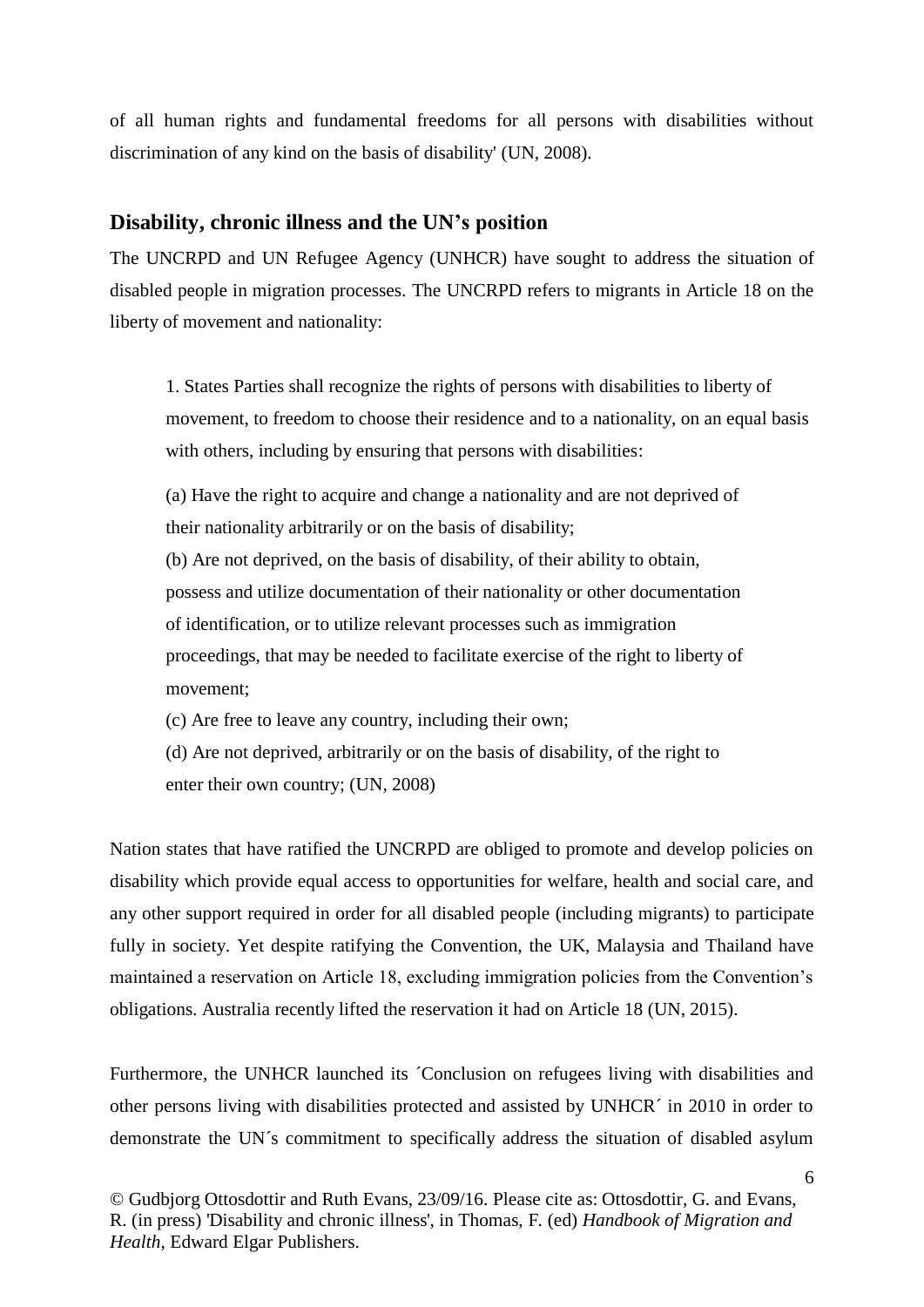of all human rights and fundamental freedoms for all persons with disabilities without discrimination of any kind on the basis of disability' (UN, 2008).

## Disability, chronic illness and the UN's position

The UNCRPD and UN Refugee Agency (UNHCR) have sought to address the situation of disabled people in migration processes. The UNCRPD refers to migrants in Article 18 on the liberty of movement and nationality:

> 1. States Parties shall recognize the rights of persons with disabilities to liberty of movement, to freedom to choose their residence and to a nationality, on an equal basis with others, including by ensuring that persons with disabilities:
>
> (a) Have the right to acquire and change a nationality and are not deprived of their nationality arbitrarily or on the basis of disability;
> (b) Are not deprived, on the basis of disability, of their ability to obtain, possess and utilize documentation of their nationality or other documentation of identification, or to utilize relevant processes such as immigration proceedings, that may be needed to facilitate exercise of the right to liberty of movement;
> (c) Are free to leave any country, including their own;
> (d) Are not deprived, arbitrarily or on the basis of disability, of the right to enter their own country; (UN, 2008)

Nation states that have ratified the UNCRPD are obliged to promote and develop policies on disability which provide equal access to opportunities for welfare, health and social care, and any other support required in order for all disabled people (including migrants) to participate fully in society. Yet despite ratifying the Convention, the UK, Malaysia and Thailand have maintained a reservation on Article 18, excluding immigration policies from the Convention's obligations. Australia recently lifted the reservation it had on Article 18 (UN, 2015).

Furthermore, the UNHCR launched its ´Conclusion on refugees living with disabilities and other persons living with disabilities protected and assisted by UNHCR´ in 2010 in order to demonstrate the UN´s commitment to specifically address the situation of disabled asylum

© Gudbjorg Ottosdottir and Ruth Evans, 23/09/16. Please cite as: Ottosdottir, G. and Evans, R. (in press) 'Disability and chronic illness', in Thomas, F. (ed) *Handbook of Migration and Health*, Edward Elgar Publishers.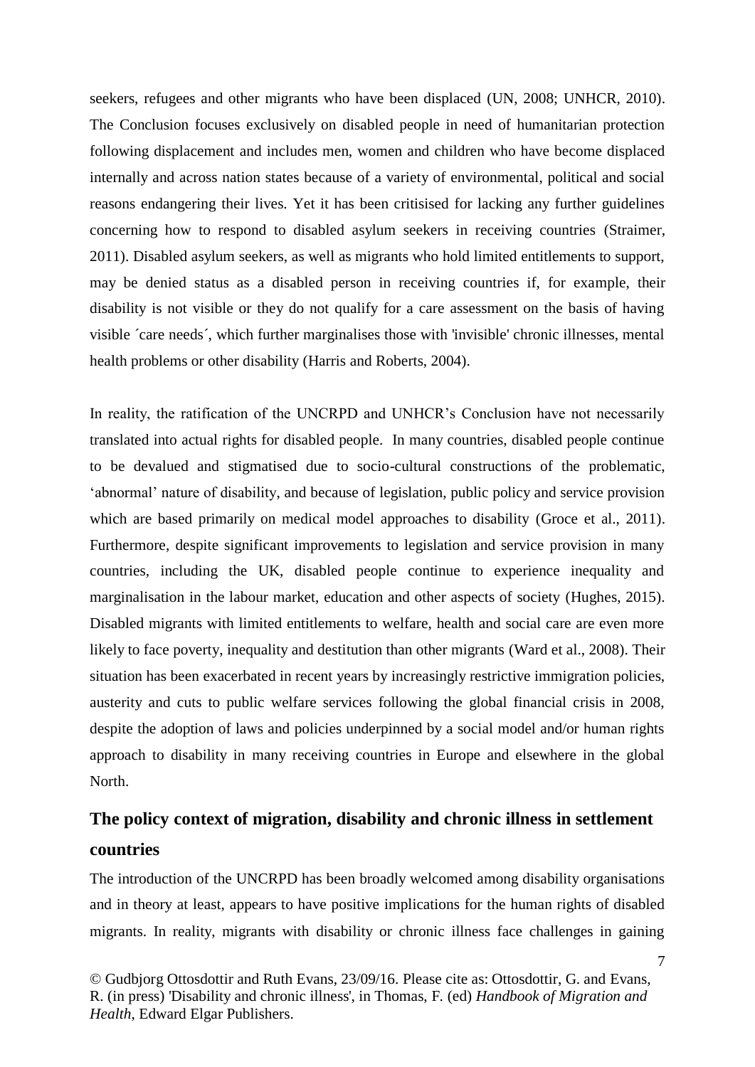seekers, refugees and other migrants who have been displaced (UN, 2008; UNHCR, 2010). The Conclusion focuses exclusively on disabled people in need of humanitarian protection following displacement and includes men, women and children who have become displaced internally and across nation states because of a variety of environmental, political and social reasons endangering their lives. Yet it has been critisised for lacking any further guidelines concerning how to respond to disabled asylum seekers in receiving countries (Straimer, 2011). Disabled asylum seekers, as well as migrants who hold limited entitlements to support, may be denied status as a disabled person in receiving countries if, for example, their disability is not visible or they do not qualify for a care assessment on the basis of having visible ´care needs´, which further marginalises those with 'invisible' chronic illnesses, mental health problems or other disability (Harris and Roberts, 2004).

In reality, the ratification of the UNCRPD and UNHCR's Conclusion have not necessarily translated into actual rights for disabled people. In many countries, disabled people continue to be devalued and stigmatised due to socio-cultural constructions of the problematic, 'abnormal' nature of disability, and because of legislation, public policy and service provision which are based primarily on medical model approaches to disability (Groce et al., 2011). Furthermore, despite significant improvements to legislation and service provision in many countries, including the UK, disabled people continue to experience inequality and marginalisation in the labour market, education and other aspects of society (Hughes, 2015). Disabled migrants with limited entitlements to welfare, health and social care are even more likely to face poverty, inequality and destitution than other migrants (Ward et al., 2008). Their situation has been exacerbated in recent years by increasingly restrictive immigration policies, austerity and cuts to public welfare services following the global financial crisis in 2008, despite the adoption of laws and policies underpinned by a social model and/or human rights approach to disability in many receiving countries in Europe and elsewhere in the global North.

## The policy context of migration, disability and chronic illness in settlement countries

The introduction of the UNCRPD has been broadly welcomed among disability organisations and in theory at least, appears to have positive implications for the human rights of disabled migrants. In reality, migrants with disability or chronic illness face challenges in gaining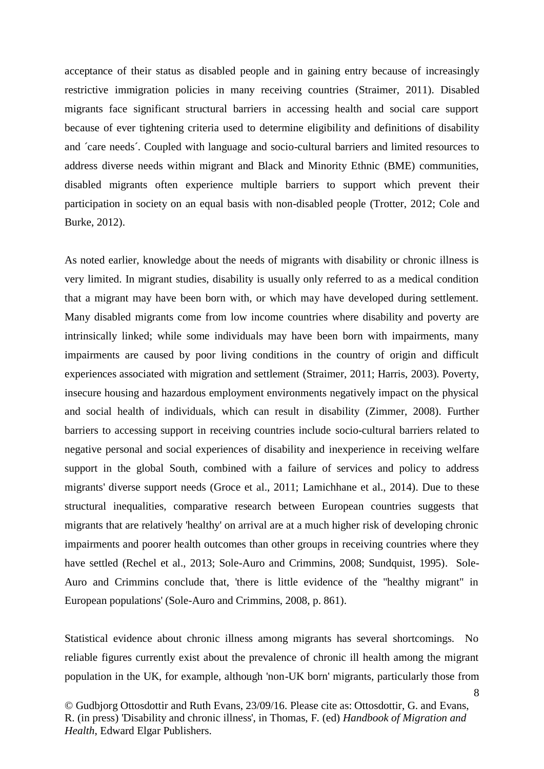acceptance of their status as disabled people and in gaining entry because of increasingly restrictive immigration policies in many receiving countries (Straimer, 2011). Disabled migrants face significant structural barriers in accessing health and social care support because of ever tightening criteria used to determine eligibility and definitions of disability and ´care needs´. Coupled with language and socio-cultural barriers and limited resources to address diverse needs within migrant and Black and Minority Ethnic (BME) communities, disabled migrants often experience multiple barriers to support which prevent their participation in society on an equal basis with non-disabled people (Trotter, 2012; Cole and Burke, 2012).

As noted earlier, knowledge about the needs of migrants with disability or chronic illness is very limited. In migrant studies, disability is usually only referred to as a medical condition that a migrant may have been born with, or which may have developed during settlement. Many disabled migrants come from low income countries where disability and poverty are intrinsically linked; while some individuals may have been born with impairments, many impairments are caused by poor living conditions in the country of origin and difficult experiences associated with migration and settlement (Straimer, 2011; Harris, 2003). Poverty, insecure housing and hazardous employment environments negatively impact on the physical and social health of individuals, which can result in disability (Zimmer, 2008). Further barriers to accessing support in receiving countries include socio-cultural barriers related to negative personal and social experiences of disability and inexperience in receiving welfare support in the global South, combined with a failure of services and policy to address migrants' diverse support needs (Groce et al., 2011; Lamichhane et al., 2014). Due to these structural inequalities, comparative research between European countries suggests that migrants that are relatively 'healthy' on arrival are at a much higher risk of developing chronic impairments and poorer health outcomes than other groups in receiving countries where they have settled (Rechel et al., 2013; Sole-Auro and Crimmins, 2008; Sundquist, 1995). Sole-Auro and Crimmins conclude that, 'there is little evidence of the "healthy migrant" in European populations' (Sole-Auro and Crimmins, 2008, p. 861).

Statistical evidence about chronic illness among migrants has several shortcomings. No reliable figures currently exist about the prevalence of chronic ill health among the migrant population in the UK, for example, although 'non-UK born' migrants, particularly those from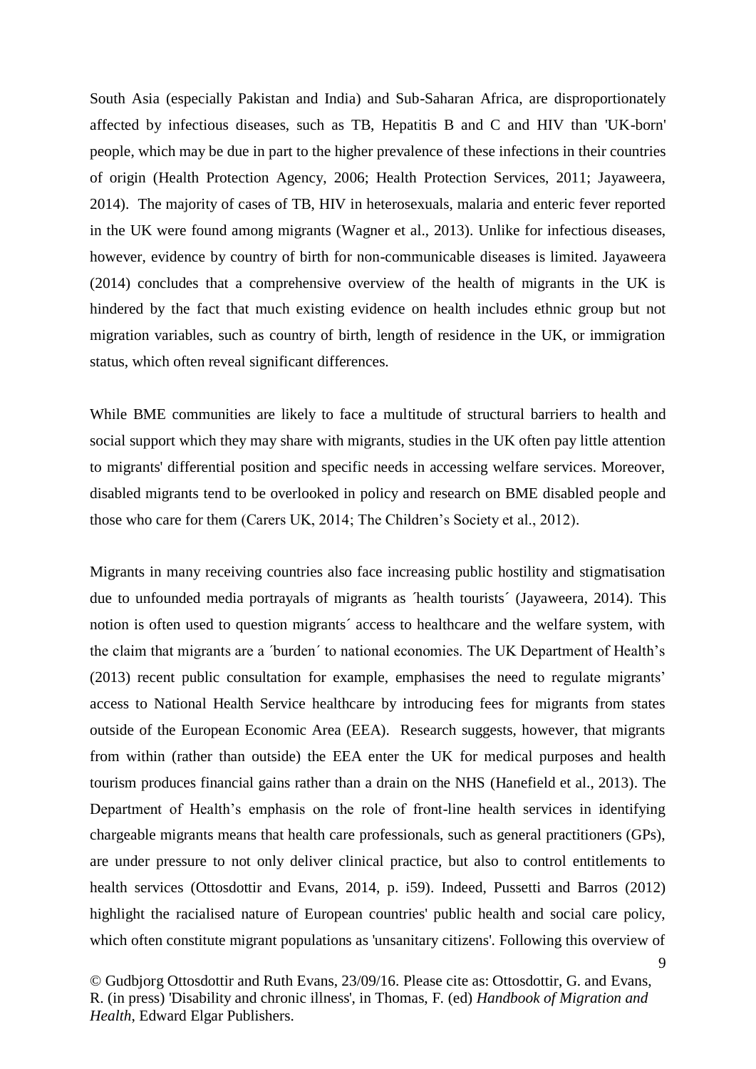South Asia (especially Pakistan and India) and Sub-Saharan Africa, are disproportionately affected by infectious diseases, such as TB, Hepatitis B and C and HIV than 'UK-born' people, which may be due in part to the higher prevalence of these infections in their countries of origin (Health Protection Agency, 2006; Health Protection Services, 2011; Jayaweera, 2014). The majority of cases of TB, HIV in heterosexuals, malaria and enteric fever reported in the UK were found among migrants (Wagner et al., 2013). Unlike for infectious diseases, however, evidence by country of birth for non-communicable diseases is limited. Jayaweera (2014) concludes that a comprehensive overview of the health of migrants in the UK is hindered by the fact that much existing evidence on health includes ethnic group but not migration variables, such as country of birth, length of residence in the UK, or immigration status, which often reveal significant differences.

While BME communities are likely to face a multitude of structural barriers to health and social support which they may share with migrants, studies in the UK often pay little attention to migrants' differential position and specific needs in accessing welfare services. Moreover, disabled migrants tend to be overlooked in policy and research on BME disabled people and those who care for them (Carers UK, 2014; The Children's Society et al., 2012).

Migrants in many receiving countries also face increasing public hostility and stigmatisation due to unfounded media portrayals of migrants as ´health tourists´ (Jayaweera, 2014). This notion is often used to question migrants´ access to healthcare and the welfare system, with the claim that migrants are a ´burden´ to national economies. The UK Department of Health's (2013) recent public consultation for example, emphasises the need to regulate migrants' access to National Health Service healthcare by introducing fees for migrants from states outside of the European Economic Area (EEA). Research suggests, however, that migrants from within (rather than outside) the EEA enter the UK for medical purposes and health tourism produces financial gains rather than a drain on the NHS (Hanefield et al., 2013). The Department of Health's emphasis on the role of front-line health services in identifying chargeable migrants means that health care professionals, such as general practitioners (GPs), are under pressure to not only deliver clinical practice, but also to control entitlements to health services (Ottosdottir and Evans, 2014, p. i59). Indeed, Pussetti and Barros (2012) highlight the racialised nature of European countries' public health and social care policy, which often constitute migrant populations as 'unsanitary citizens'. Following this overview of

© Gudbjorg Ottosdottir and Ruth Evans, 23/09/16. Please cite as: Ottosdottir, G. and Evans, R. (in press) 'Disability and chronic illness', in Thomas, F. (ed) *Handbook of Migration and Health*, Edward Elgar Publishers.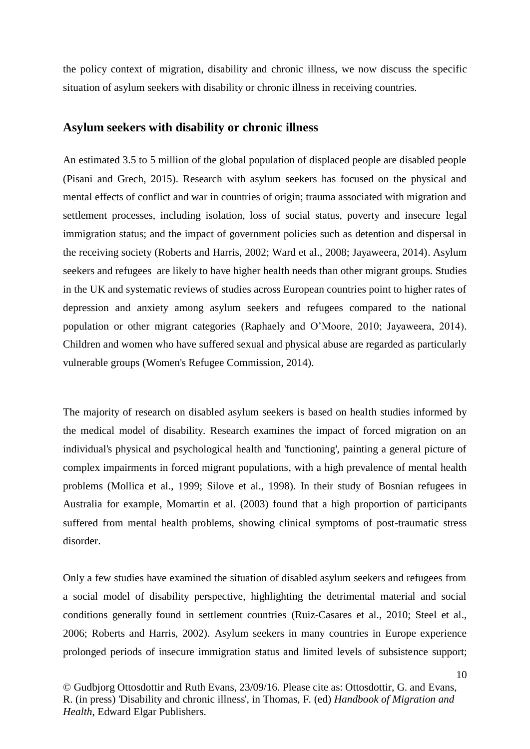the policy context of migration, disability and chronic illness, we now discuss the specific situation of asylum seekers with disability or chronic illness in receiving countries.

## Asylum seekers with disability or chronic illness

An estimated 3.5 to 5 million of the global population of displaced people are disabled people (Pisani and Grech, 2015). Research with asylum seekers has focused on the physical and mental effects of conflict and war in countries of origin; trauma associated with migration and settlement processes, including isolation, loss of social status, poverty and insecure legal immigration status; and the impact of government policies such as detention and dispersal in the receiving society (Roberts and Harris, 2002; Ward et al., 2008; Jayaweera, 2014). Asylum seekers and refugees are likely to have higher health needs than other migrant groups. Studies in the UK and systematic reviews of studies across European countries point to higher rates of depression and anxiety among asylum seekers and refugees compared to the national population or other migrant categories (Raphaely and O'Moore, 2010; Jayaweera, 2014). Children and women who have suffered sexual and physical abuse are regarded as particularly vulnerable groups (Women's Refugee Commission, 2014).

The majority of research on disabled asylum seekers is based on health studies informed by the medical model of disability. Research examines the impact of forced migration on an individual's physical and psychological health and 'functioning', painting a general picture of complex impairments in forced migrant populations, with a high prevalence of mental health problems (Mollica et al., 1999; Silove et al., 1998). In their study of Bosnian refugees in Australia for example, Momartin et al. (2003) found that a high proportion of participants suffered from mental health problems, showing clinical symptoms of post-traumatic stress disorder.

Only a few studies have examined the situation of disabled asylum seekers and refugees from a social model of disability perspective, highlighting the detrimental material and social conditions generally found in settlement countries (Ruiz-Casares et al., 2010; Steel et al., 2006; Roberts and Harris, 2002). Asylum seekers in many countries in Europe experience prolonged periods of insecure immigration status and limited levels of subsistence support;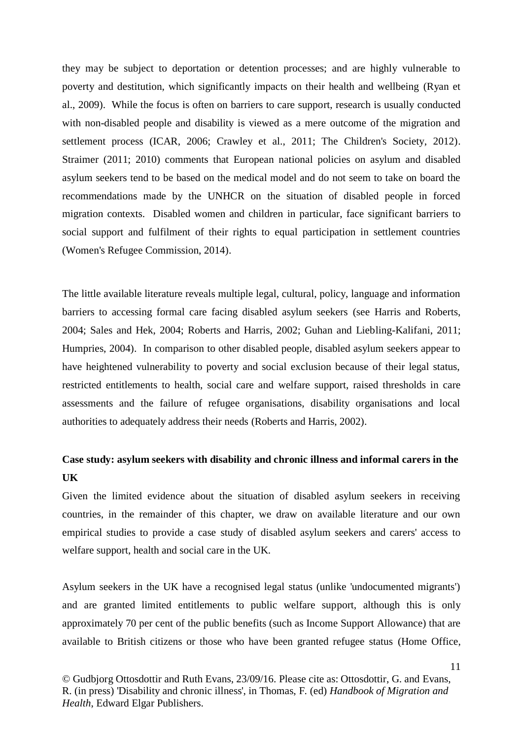they may be subject to deportation or detention processes; and are highly vulnerable to poverty and destitution, which significantly impacts on their health and wellbeing (Ryan et al., 2009). While the focus is often on barriers to care support, research is usually conducted with non-disabled people and disability is viewed as a mere outcome of the migration and settlement process (ICAR, 2006; Crawley et al., 2011; The Children's Society, 2012). Straimer (2011; 2010) comments that European national policies on asylum and disabled asylum seekers tend to be based on the medical model and do not seem to take on board the recommendations made by the UNHCR on the situation of disabled people in forced migration contexts. Disabled women and children in particular, face significant barriers to social support and fulfilment of their rights to equal participation in settlement countries (Women's Refugee Commission, 2014).

The little available literature reveals multiple legal, cultural, policy, language and information barriers to accessing formal care facing disabled asylum seekers (see Harris and Roberts, 2004; Sales and Hek, 2004; Roberts and Harris, 2002; Guhan and Liebling-Kalifani, 2011; Humpries, 2004). In comparison to other disabled people, disabled asylum seekers appear to have heightened vulnerability to poverty and social exclusion because of their legal status, restricted entitlements to health, social care and welfare support, raised thresholds in care assessments and the failure of refugee organisations, disability organisations and local authorities to adequately address their needs (Roberts and Harris, 2002).

**Case study: asylum seekers with disability and chronic illness and informal carers in the UK**

Given the limited evidence about the situation of disabled asylum seekers in receiving countries, in the remainder of this chapter, we draw on available literature and our own empirical studies to provide a case study of disabled asylum seekers and carers' access to welfare support, health and social care in the UK.

Asylum seekers in the UK have a recognised legal status (unlike 'undocumented migrants') and are granted limited entitlements to public welfare support, although this is only approximately 70 per cent of the public benefits (such as Income Support Allowance) that are available to British citizens or those who have been granted refugee status (Home Office,

© Gudbjorg Ottosdottir and Ruth Evans, 23/09/16. Please cite as: Ottosdottir, G. and Evans, R. (in press) 'Disability and chronic illness', in Thomas, F. (ed) *Handbook of Migration and Health*, Edward Elgar Publishers.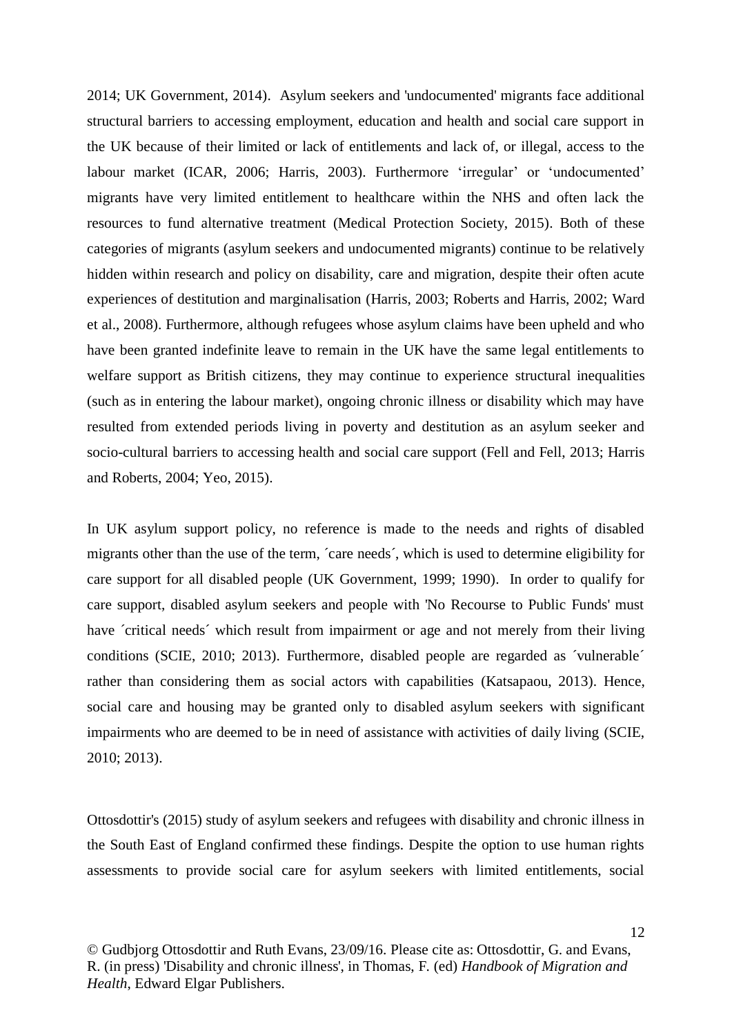2014; UK Government, 2014). Asylum seekers and 'undocumented' migrants face additional structural barriers to accessing employment, education and health and social care support in the UK because of their limited or lack of entitlements and lack of, or illegal, access to the labour market (ICAR, 2006; Harris, 2003). Furthermore 'irregular' or 'undocumented' migrants have very limited entitlement to healthcare within the NHS and often lack the resources to fund alternative treatment (Medical Protection Society, 2015). Both of these categories of migrants (asylum seekers and undocumented migrants) continue to be relatively hidden within research and policy on disability, care and migration, despite their often acute experiences of destitution and marginalisation (Harris, 2003; Roberts and Harris, 2002; Ward et al., 2008). Furthermore, although refugees whose asylum claims have been upheld and who have been granted indefinite leave to remain in the UK have the same legal entitlements to welfare support as British citizens, they may continue to experience structural inequalities (such as in entering the labour market), ongoing chronic illness or disability which may have resulted from extended periods living in poverty and destitution as an asylum seeker and socio-cultural barriers to accessing health and social care support (Fell and Fell, 2013; Harris and Roberts, 2004; Yeo, 2015).

In UK asylum support policy, no reference is made to the needs and rights of disabled migrants other than the use of the term, ´care needs´, which is used to determine eligibility for care support for all disabled people (UK Government, 1999; 1990). In order to qualify for care support, disabled asylum seekers and people with 'No Recourse to Public Funds' must have ´critical needs´ which result from impairment or age and not merely from their living conditions (SCIE, 2010; 2013). Furthermore, disabled people are regarded as ´vulnerable´ rather than considering them as social actors with capabilities (Katsapaou, 2013). Hence, social care and housing may be granted only to disabled asylum seekers with significant impairments who are deemed to be in need of assistance with activities of daily living (SCIE, 2010; 2013).

Ottosdottir's (2015) study of asylum seekers and refugees with disability and chronic illness in the South East of England confirmed these findings. Despite the option to use human rights assessments to provide social care for asylum seekers with limited entitlements, social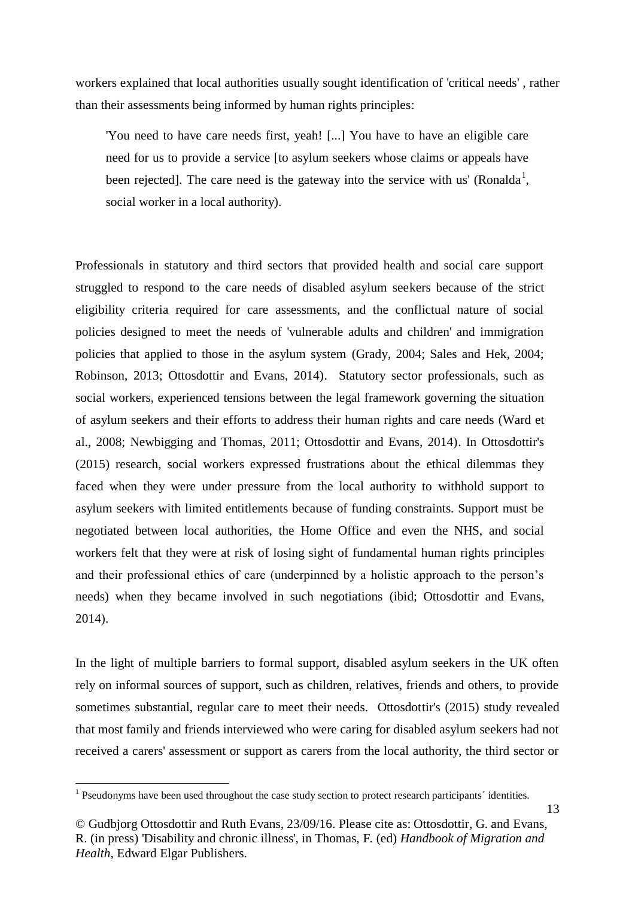workers explained that local authorities usually sought identification of 'critical needs' , rather than their assessments being informed by human rights principles:

> 'You need to have care needs first, yeah! [...] You have to have an eligible care need for us to provide a service [to asylum seekers whose claims or appeals have been rejected]. The care need is the gateway into the service with us' (Ronalda[1], social worker in a local authority).

Professionals in statutory and third sectors that provided health and social care support struggled to respond to the care needs of disabled asylum seekers because of the strict eligibility criteria required for care assessments, and the conflictual nature of social policies designed to meet the needs of 'vulnerable adults and children' and immigration policies that applied to those in the asylum system (Grady, 2004; Sales and Hek, 2004; Robinson, 2013; Ottosdottir and Evans, 2014). Statutory sector professionals, such as social workers, experienced tensions between the legal framework governing the situation of asylum seekers and their efforts to address their human rights and care needs (Ward et al., 2008; Newbigging and Thomas, 2011; Ottosdottir and Evans, 2014). In Ottosdottir's (2015) research, social workers expressed frustrations about the ethical dilemmas they faced when they were under pressure from the local authority to withhold support to asylum seekers with limited entitlements because of funding constraints. Support must be negotiated between local authorities, the Home Office and even the NHS, and social workers felt that they were at risk of losing sight of fundamental human rights principles and their professional ethics of care (underpinned by a holistic approach to the person's needs) when they became involved in such negotiations (ibid; Ottosdottir and Evans, 2014).

In the light of multiple barriers to formal support, disabled asylum seekers in the UK often rely on informal sources of support, such as children, relatives, friends and others, to provide sometimes substantial, regular care to meet their needs. Ottosdottir's (2015) study revealed that most family and friends interviewed who were caring for disabled asylum seekers had not received a carers' assessment or support as carers from the local authority, the third sector or

[1] Pseudonyms have been used throughout the case study section to protect research participants´ identities.

© Gudbjorg Ottosdottir and Ruth Evans, 23/09/16. Please cite as: Ottosdottir, G. and Evans, R. (in press) 'Disability and chronic illness', in Thomas, F. (ed) *Handbook of Migration and Health*, Edward Elgar Publishers.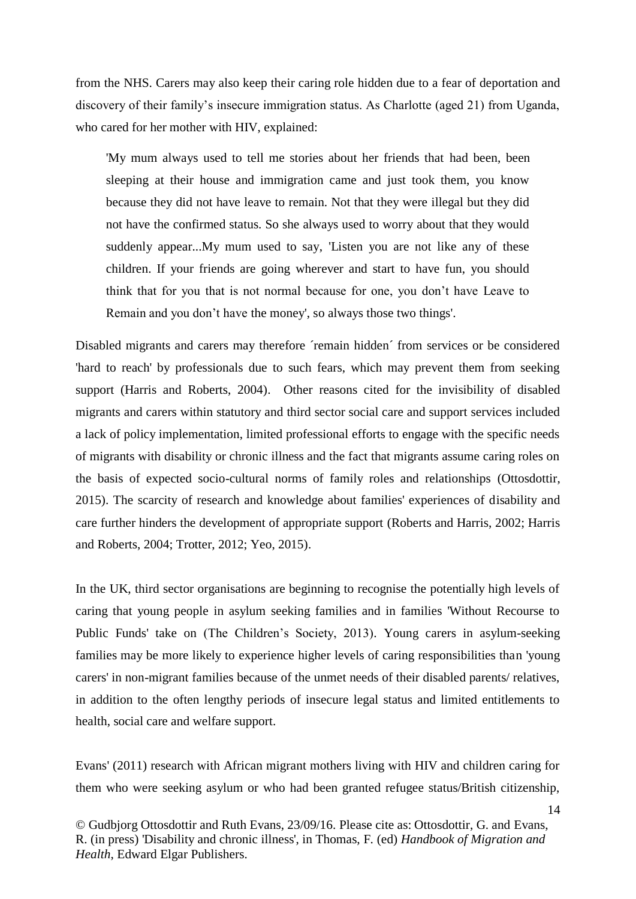from the NHS. Carers may also keep their caring role hidden due to a fear of deportation and discovery of their family's insecure immigration status. As Charlotte (aged 21) from Uganda, who cared for her mother with HIV, explained:

> 'My mum always used to tell me stories about her friends that had been, been sleeping at their house and immigration came and just took them, you know because they did not have leave to remain. Not that they were illegal but they did not have the confirmed status. So she always used to worry about that they would suddenly appear...My mum used to say, 'Listen you are not like any of these children. If your friends are going wherever and start to have fun, you should think that for you that is not normal because for one, you don't have Leave to Remain and you don't have the money', so always those two things'.

Disabled migrants and carers may therefore ´remain hidden´ from services or be considered 'hard to reach' by professionals due to such fears, which may prevent them from seeking support (Harris and Roberts, 2004). Other reasons cited for the invisibility of disabled migrants and carers within statutory and third sector social care and support services included a lack of policy implementation, limited professional efforts to engage with the specific needs of migrants with disability or chronic illness and the fact that migrants assume caring roles on the basis of expected socio-cultural norms of family roles and relationships (Ottosdottir, 2015). The scarcity of research and knowledge about families' experiences of disability and care further hinders the development of appropriate support (Roberts and Harris, 2002; Harris and Roberts, 2004; Trotter, 2012; Yeo, 2015).

In the UK, third sector organisations are beginning to recognise the potentially high levels of caring that young people in asylum seeking families and in families 'Without Recourse to Public Funds' take on (The Children's Society, 2013). Young carers in asylum-seeking families may be more likely to experience higher levels of caring responsibilities than 'young carers' in non-migrant families because of the unmet needs of their disabled parents/ relatives, in addition to the often lengthy periods of insecure legal status and limited entitlements to health, social care and welfare support.

Evans' (2011) research with African migrant mothers living with HIV and children caring for them who were seeking asylum or who had been granted refugee status/British citizenship,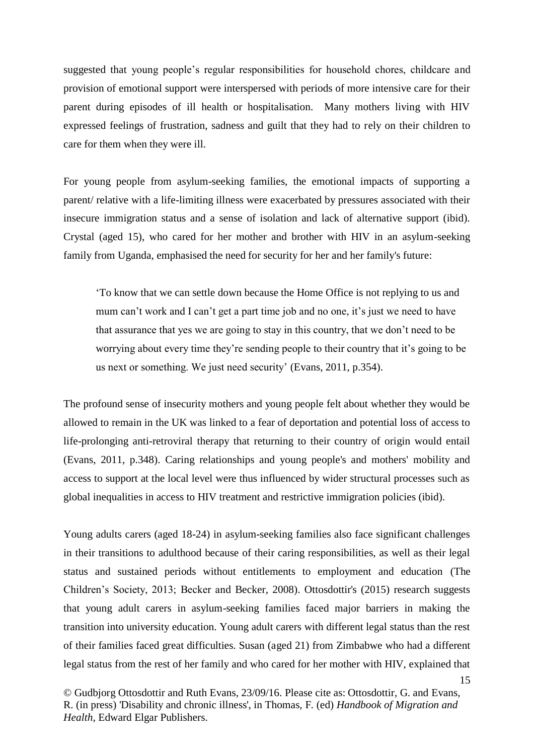suggested that young people's regular responsibilities for household chores, childcare and provision of emotional support were interspersed with periods of more intensive care for their parent during episodes of ill health or hospitalisation. Many mothers living with HIV expressed feelings of frustration, sadness and guilt that they had to rely on their children to care for them when they were ill.

For young people from asylum-seeking families, the emotional impacts of supporting a parent/ relative with a life-limiting illness were exacerbated by pressures associated with their insecure immigration status and a sense of isolation and lack of alternative support (ibid). Crystal (aged 15), who cared for her mother and brother with HIV in an asylum-seeking family from Uganda, emphasised the need for security for her and her family's future:

> 'To know that we can settle down because the Home Office is not replying to us and mum can't work and I can't get a part time job and no one, it's just we need to have that assurance that yes we are going to stay in this country, that we don't need to be worrying about every time they're sending people to their country that it's going to be us next or something. We just need security' (Evans, 2011, p.354).

The profound sense of insecurity mothers and young people felt about whether they would be allowed to remain in the UK was linked to a fear of deportation and potential loss of access to life-prolonging anti-retroviral therapy that returning to their country of origin would entail (Evans, 2011, p.348). Caring relationships and young people's and mothers' mobility and access to support at the local level were thus influenced by wider structural processes such as global inequalities in access to HIV treatment and restrictive immigration policies (ibid).

Young adults carers (aged 18-24) in asylum-seeking families also face significant challenges in their transitions to adulthood because of their caring responsibilities, as well as their legal status and sustained periods without entitlements to employment and education (The Children's Society, 2013; Becker and Becker, 2008). Ottosdottir's (2015) research suggests that young adult carers in asylum-seeking families faced major barriers in making the transition into university education. Young adult carers with different legal status than the rest of their families faced great difficulties. Susan (aged 21) from Zimbabwe who had a different legal status from the rest of her family and who cared for her mother with HIV, explained that

© Gudbjorg Ottosdottir and Ruth Evans, 23/09/16. Please cite as: Ottosdottir, G. and Evans, R. (in press) 'Disability and chronic illness', in Thomas, F. (ed) *Handbook of Migration and Health*, Edward Elgar Publishers.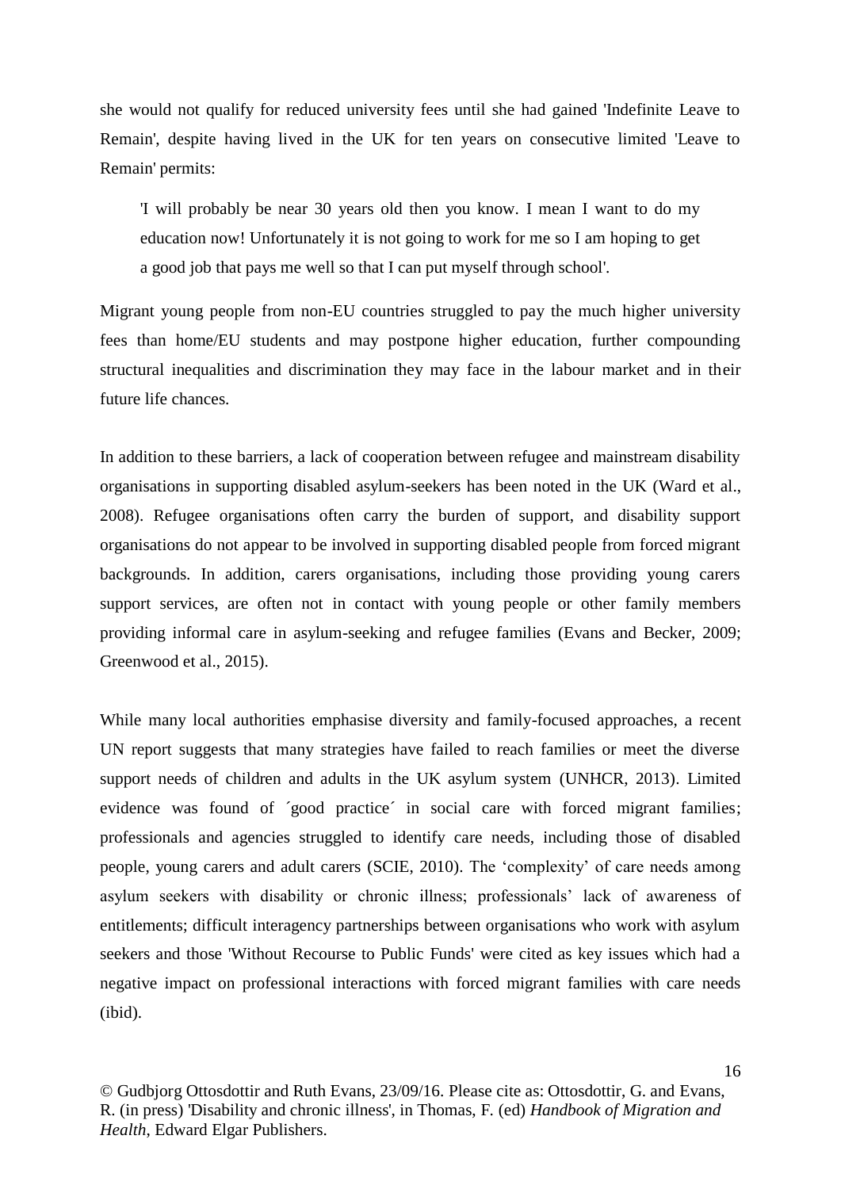she would not qualify for reduced university fees until she had gained 'Indefinite Leave to Remain', despite having lived in the UK for ten years on consecutive limited 'Leave to Remain' permits:

> 'I will probably be near 30 years old then you know. I mean I want to do my education now! Unfortunately it is not going to work for me so I am hoping to get a good job that pays me well so that I can put myself through school'.

Migrant young people from non-EU countries struggled to pay the much higher university fees than home/EU students and may postpone higher education, further compounding structural inequalities and discrimination they may face in the labour market and in their future life chances.

In addition to these barriers, a lack of cooperation between refugee and mainstream disability organisations in supporting disabled asylum-seekers has been noted in the UK (Ward et al., 2008). Refugee organisations often carry the burden of support, and disability support organisations do not appear to be involved in supporting disabled people from forced migrant backgrounds. In addition, carers organisations, including those providing young carers support services, are often not in contact with young people or other family members providing informal care in asylum-seeking and refugee families (Evans and Becker, 2009; Greenwood et al., 2015).

While many local authorities emphasise diversity and family-focused approaches, a recent UN report suggests that many strategies have failed to reach families or meet the diverse support needs of children and adults in the UK asylum system (UNHCR, 2013). Limited evidence was found of ´good practice´ in social care with forced migrant families; professionals and agencies struggled to identify care needs, including those of disabled people, young carers and adult carers (SCIE, 2010). The 'complexity' of care needs among asylum seekers with disability or chronic illness; professionals' lack of awareness of entitlements; difficult interagency partnerships between organisations who work with asylum seekers and those 'Without Recourse to Public Funds' were cited as key issues which had a negative impact on professional interactions with forced migrant families with care needs (ibid).

© Gudbjorg Ottosdottir and Ruth Evans, 23/09/16. Please cite as: Ottosdottir, G. and Evans, R. (in press) 'Disability and chronic illness', in Thomas, F. (ed) *Handbook of Migration and Health*, Edward Elgar Publishers.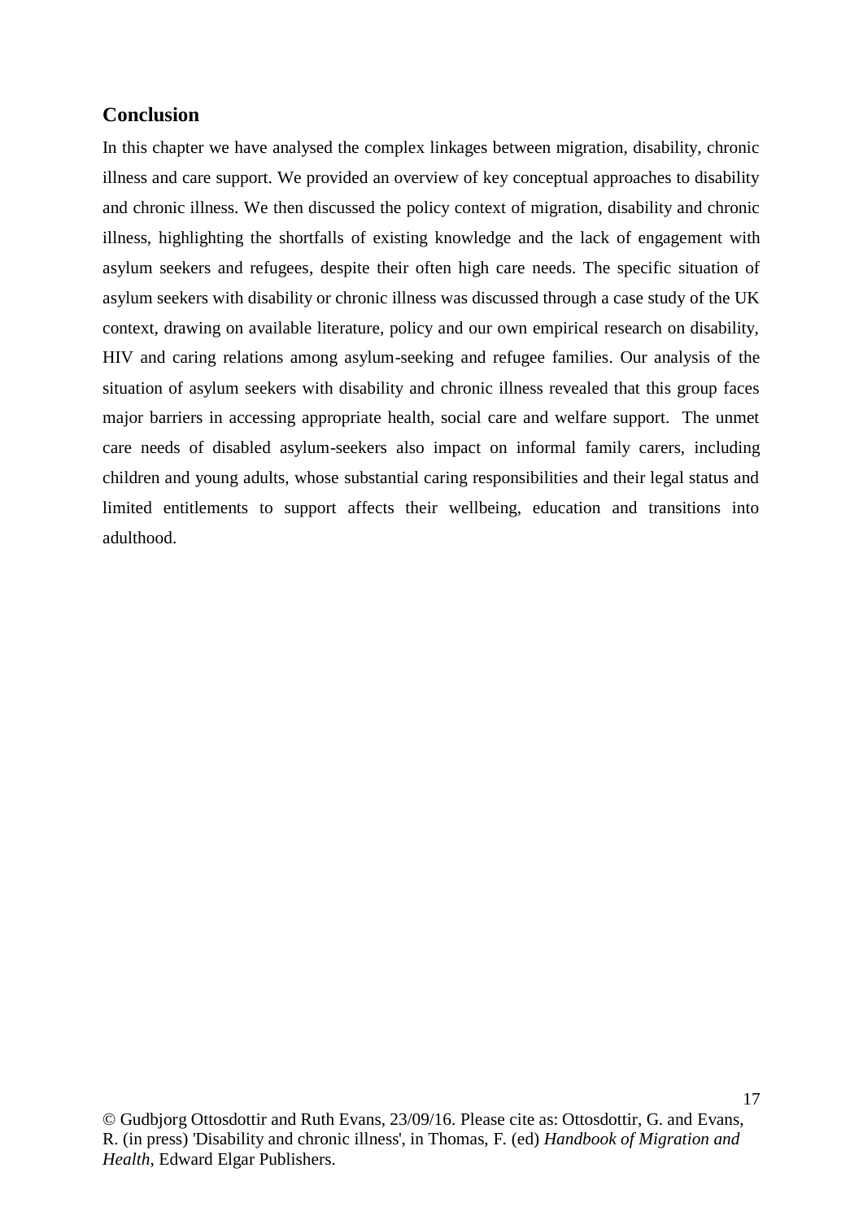## Conclusion

In this chapter we have analysed the complex linkages between migration, disability, chronic illness and care support. We provided an overview of key conceptual approaches to disability and chronic illness. We then discussed the policy context of migration, disability and chronic illness, highlighting the shortfalls of existing knowledge and the lack of engagement with asylum seekers and refugees, despite their often high care needs. The specific situation of asylum seekers with disability or chronic illness was discussed through a case study of the UK context, drawing on available literature, policy and our own empirical research on disability, HIV and caring relations among asylum-seeking and refugee families. Our analysis of the situation of asylum seekers with disability and chronic illness revealed that this group faces major barriers in accessing appropriate health, social care and welfare support. The unmet care needs of disabled asylum-seekers also impact on informal family carers, including children and young adults, whose substantial caring responsibilities and their legal status and limited entitlements to support affects their wellbeing, education and transitions into adulthood.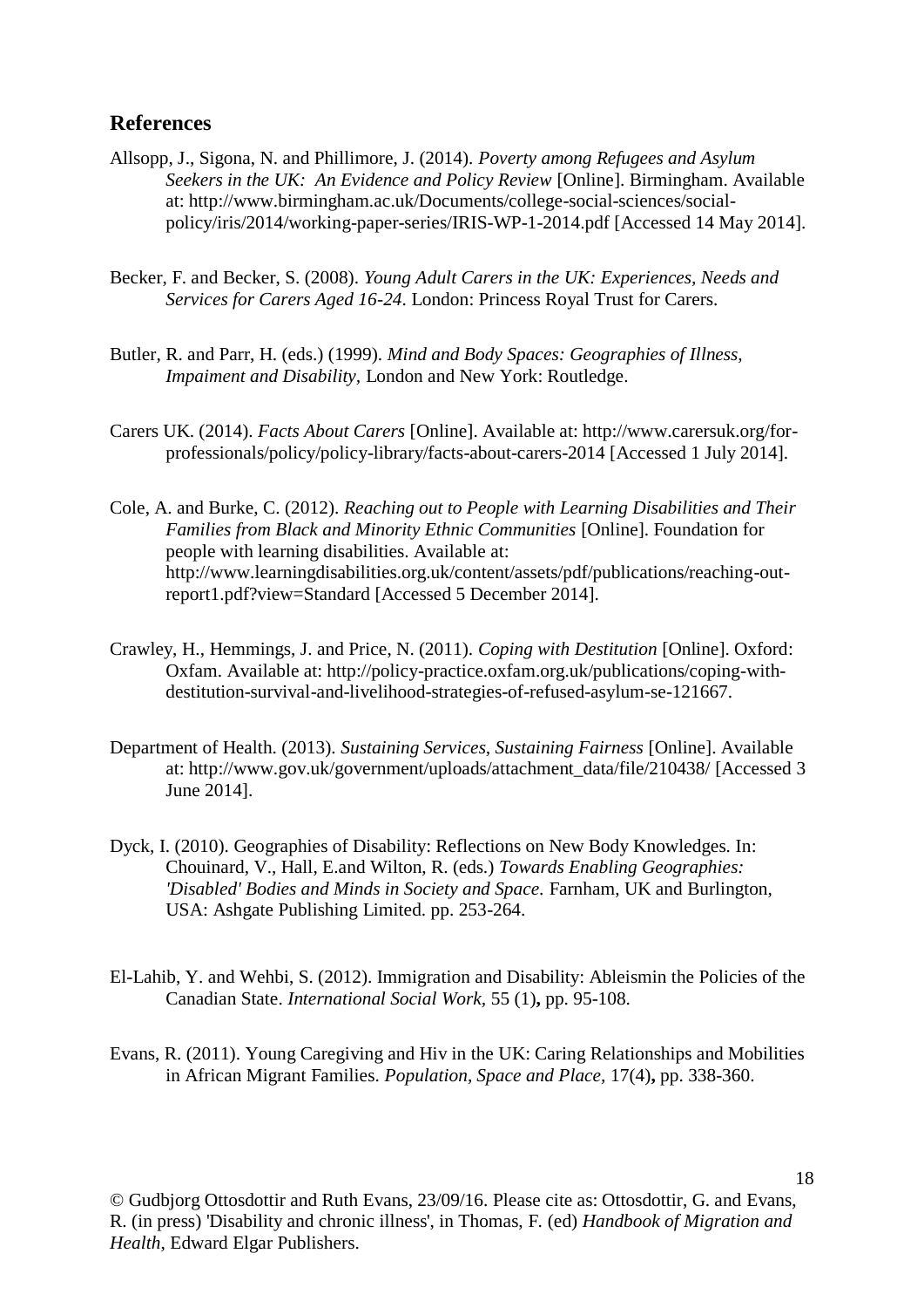## References

Allsopp, J., Sigona, N. and Phillimore, J. (2014). *Poverty among Refugees and Asylum Seekers in the UK: An Evidence and Policy Review* [Online]. Birmingham. Available at: http://www.birmingham.ac.uk/Documents/college-social-sciences/social-policy/iris/2014/working-paper-series/IRIS-WP-1-2014.pdf [Accessed 14 May 2014].

Becker, F. and Becker, S. (2008). *Young Adult Carers in the UK: Experiences, Needs and Services for Carers Aged 16-24.* London: Princess Royal Trust for Carers.

Butler, R. and Parr, H. (eds.) (1999). *Mind and Body Spaces: Geographies of Illness, Impaiment and Disability,* London and New York: Routledge.

Carers UK. (2014). *Facts About Carers* [Online]. Available at: http://www.carersuk.org/for-professionals/policy/policy-library/facts-about-carers-2014 [Accessed 1 July 2014].

Cole, A. and Burke, C. (2012). *Reaching out to People with Learning Disabilities and Their Families from Black and Minority Ethnic Communities* [Online]. Foundation for people with learning disabilities. Available at: http://www.learningdisabilities.org.uk/content/assets/pdf/publications/reaching-out-report1.pdf?view=Standard [Accessed 5 December 2014].

Crawley, H., Hemmings, J. and Price, N. (2011). *Coping with Destitution* [Online]. Oxford: Oxfam. Available at: http://policy-practice.oxfam.org.uk/publications/coping-with-destitution-survival-and-livelihood-strategies-of-refused-asylum-se-121667.

Department of Health. (2013). *Sustaining Services, Sustaining Fairness* [Online]. Available at: http://www.gov.uk/government/uploads/attachment_data/file/210438/ [Accessed 3 June 2014].

Dyck, I. (2010). Geographies of Disability: Reflections on New Body Knowledges. In: Chouinard, V., Hall, E.and Wilton, R. (eds.) *Towards Enabling Geographies: 'Disabled' Bodies and Minds in Society and Space.* Farnham, UK and Burlington, USA: Ashgate Publishing Limited. pp. 253-264.

El-Lahib, Y. and Wehbi, S. (2012). Immigration and Disability: Ableismin the Policies of the Canadian State. *International Social Work,* 55 (1)**,** pp. 95-108.

Evans, R. (2011). Young Caregiving and Hiv in the UK: Caring Relationships and Mobilities in African Migrant Families. *Population, Space and Place,* 17(4)**,** pp. 338-360.

© Gudbjorg Ottosdottir and Ruth Evans, 23/09/16. Please cite as: Ottosdottir, G. and Evans, R. (in press) 'Disability and chronic illness', in Thomas, F. (ed) *Handbook of Migration and Health*, Edward Elgar Publishers.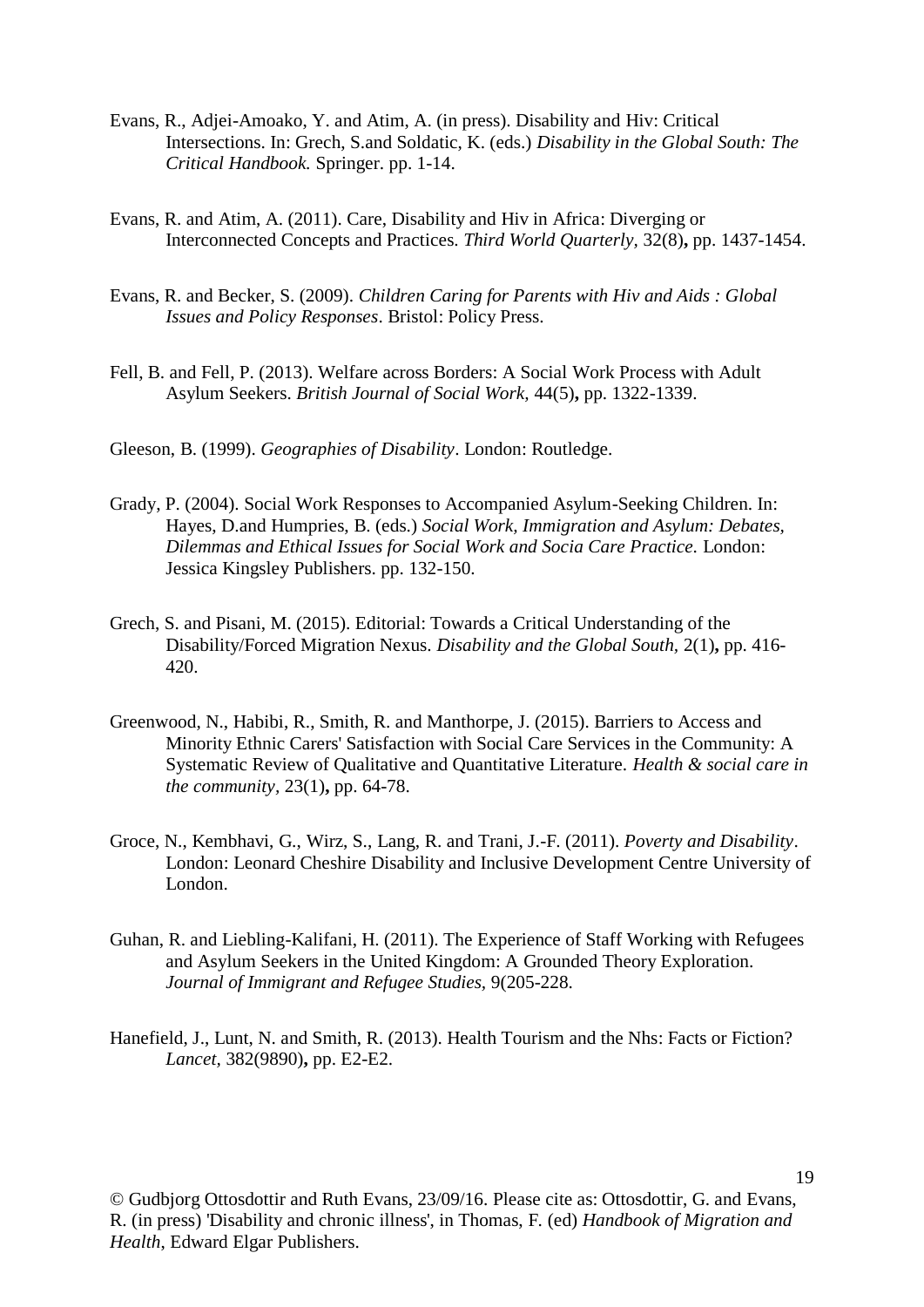Evans, R., Adjei-Amoako, Y. and Atim, A. (in press). Disability and Hiv: Critical Intersections. In: Grech, S.and Soldatic, K. (eds.) *Disability in the Global South: The Critical Handbook.* Springer. pp. 1-14.

Evans, R. and Atim, A. (2011). Care, Disability and Hiv in Africa: Diverging or Interconnected Concepts and Practices. *Third World Quarterly,* 32(8)**,** pp. 1437-1454.

Evans, R. and Becker, S. (2009). *Children Caring for Parents with Hiv and Aids : Global Issues and Policy Responses*. Bristol: Policy Press.

Fell, B. and Fell, P. (2013). Welfare across Borders: A Social Work Process with Adult Asylum Seekers. *British Journal of Social Work,* 44(5)**,** pp. 1322-1339.

Gleeson, B. (1999). *Geographies of Disability*. London: Routledge.

Grady, P. (2004). Social Work Responses to Accompanied Asylum-Seeking Children. In: Hayes, D.and Humpries, B. (eds.) *Social Work, Immigration and Asylum: Debates, Dilemmas and Ethical Issues for Social Work and Socia Care Practice.* London: Jessica Kingsley Publishers. pp. 132-150.

Grech, S. and Pisani, M. (2015). Editorial: Towards a Critical Understanding of the Disability/Forced Migration Nexus. *Disability and the Global South,* 2(1)**,** pp. 416-420.

Greenwood, N., Habibi, R., Smith, R. and Manthorpe, J. (2015). Barriers to Access and Minority Ethnic Carers' Satisfaction with Social Care Services in the Community: A Systematic Review of Qualitative and Quantitative Literature. *Health & social care in the community,* 23(1)**,** pp. 64-78.

Groce, N., Kembhavi, G., Wirz, S., Lang, R. and Trani, J.-F. (2011). *Poverty and Disability*. London: Leonard Cheshire Disability and Inclusive Development Centre University of London.

Guhan, R. and Liebling-Kalifani, H. (2011). The Experience of Staff Working with Refugees and Asylum Seekers in the United Kingdom: A Grounded Theory Exploration. *Journal of Immigrant and Refugee Studies,* 9(205-228.

Hanefield, J., Lunt, N. and Smith, R. (2013). Health Tourism and the Nhs: Facts or Fiction? *Lancet,* 382(9890)**,** pp. E2-E2.

© Gudbjorg Ottosdottir and Ruth Evans, 23/09/16. Please cite as: Ottosdottir, G. and Evans, R. (in press) 'Disability and chronic illness', in Thomas, F. (ed) *Handbook of Migration and Health*, Edward Elgar Publishers.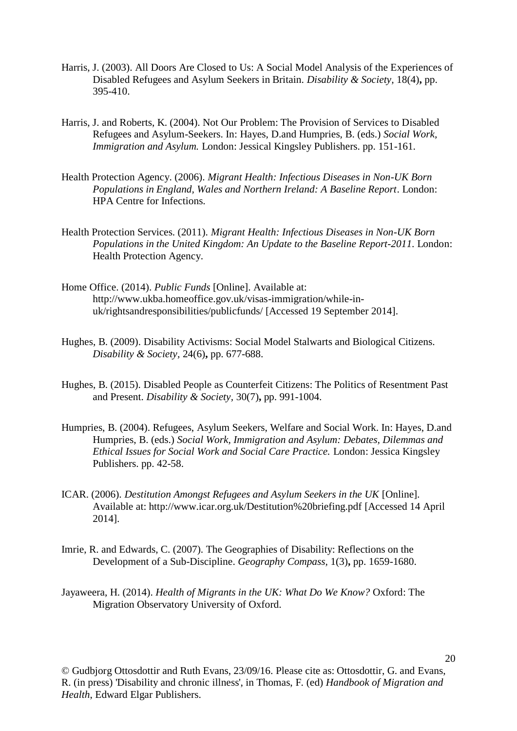Harris, J. (2003). All Doors Are Closed to Us: A Social Model Analysis of the Experiences of Disabled Refugees and Asylum Seekers in Britain. *Disability & Society,* 18(4)**,** pp. 395-410.

Harris, J. and Roberts, K. (2004). Not Our Problem: The Provision of Services to Disabled Refugees and Asylum-Seekers. In: Hayes, D.and Humpries, B. (eds.) *Social Work, Immigration and Asylum.* London: Jessical Kingsley Publishers. pp. 151-161.

Health Protection Agency. (2006). *Migrant Health: Infectious Diseases in Non-UK Born Populations in England, Wales and Northern Ireland: A Baseline Report*. London: HPA Centre for Infections.

Health Protection Services. (2011). *Migrant Health: Infectious Diseases in Non-UK Born Populations in the United Kingdom: An Update to the Baseline Report-2011*. London: Health Protection Agency.

Home Office. (2014). *Public Funds* [Online]. Available at: http://www.ukba.homeoffice.gov.uk/visas-immigration/while-in-uk/rightsandresponsibilities/publicfunds/ [Accessed 19 September 2014].

Hughes, B. (2009). Disability Activisms: Social Model Stalwarts and Biological Citizens. *Disability & Society,* 24(6)**,** pp. 677-688.

Hughes, B. (2015). Disabled People as Counterfeit Citizens: The Politics of Resentment Past and Present. *Disability & Society,* 30(7)**,** pp. 991-1004.

Humpries, B. (2004). Refugees, Asylum Seekers, Welfare and Social Work. In: Hayes, D.and Humpries, B. (eds.) *Social Work, Immigration and Asylum: Debates, Dilemmas and Ethical Issues for Social Work and Social Care Practice.* London: Jessica Kingsley Publishers. pp. 42-58.

ICAR. (2006). *Destitution Amongst Refugees and Asylum Seekers in the UK* [Online]. Available at: http://www.icar.org.uk/Destitution%20briefing.pdf [Accessed 14 April 2014].

Imrie, R. and Edwards, C. (2007). The Geographies of Disability: Reflections on the Development of a Sub-Discipline. *Geography Compass,* 1(3)**,** pp. 1659-1680.

Jayaweera, H. (2014). *Health of Migrants in the UK: What Do We Know?* Oxford: The Migration Observatory University of Oxford.

© Gudbjorg Ottosdottir and Ruth Evans, 23/09/16. Please cite as: Ottosdottir, G. and Evans, R. (in press) 'Disability and chronic illness', in Thomas, F. (ed) *Handbook of Migration and Health*, Edward Elgar Publishers.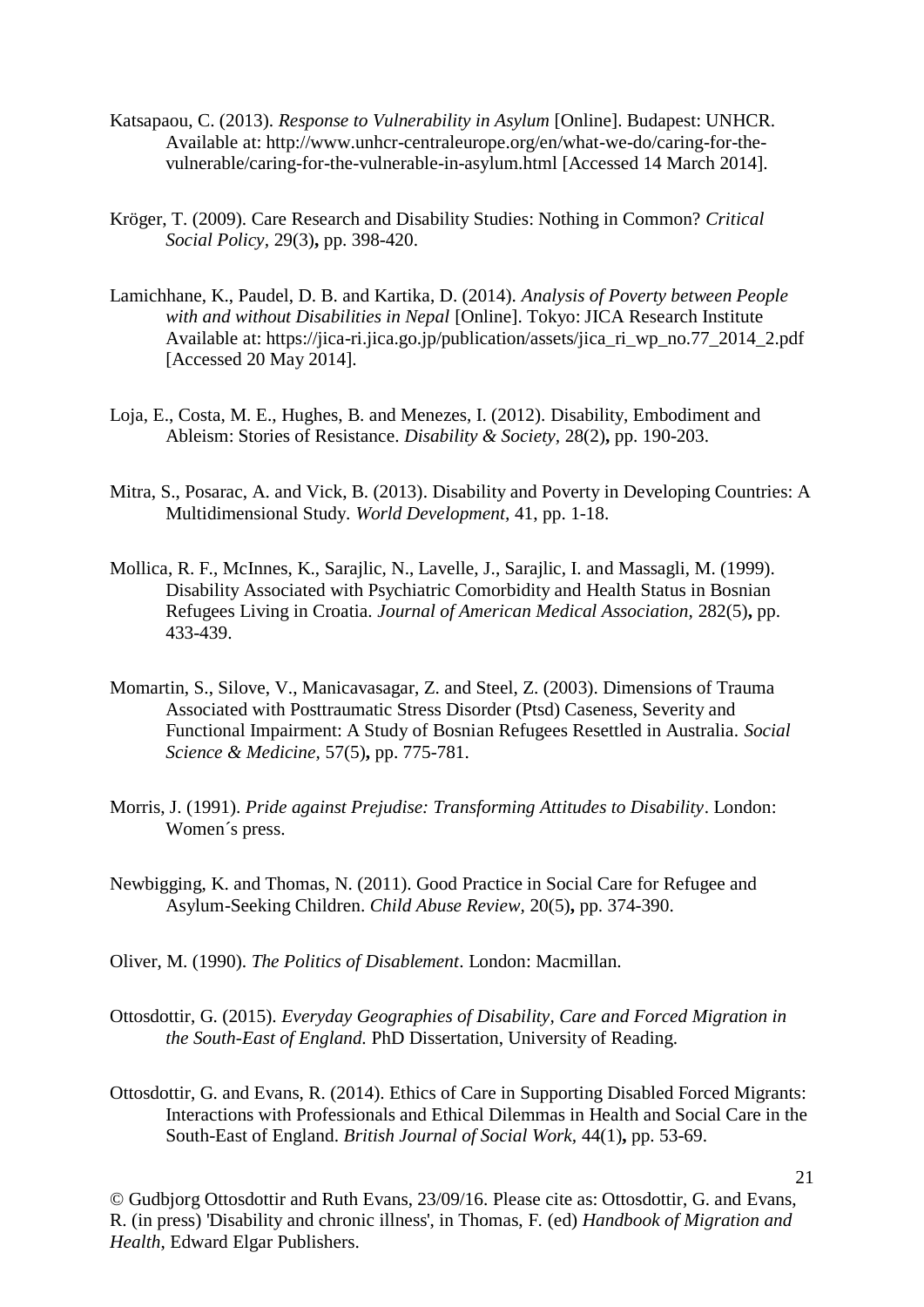Katsapaou, C. (2013). *Response to Vulnerability in Asylum* [Online]. Budapest: UNHCR. Available at: http://www.unhcr-centraleurope.org/en/what-we-do/caring-for-the-vulnerable/caring-for-the-vulnerable-in-asylum.html [Accessed 14 March 2014].

Kröger, T. (2009). Care Research and Disability Studies: Nothing in Common? *Critical Social Policy,* 29(3)**,** pp. 398-420.

Lamichhane, K., Paudel, D. B. and Kartika, D. (2014). *Analysis of Poverty between People with and without Disabilities in Nepal* [Online]. Tokyo: JICA Research Institute Available at: https://jica-ri.jica.go.jp/publication/assets/jica_ri_wp_no.77_2014_2.pdf [Accessed 20 May 2014].

Loja, E., Costa, M. E., Hughes, B. and Menezes, I. (2012). Disability, Embodiment and Ableism: Stories of Resistance. *Disability & Society,* 28(2)**,** pp. 190-203.

Mitra, S., Posarac, A. and Vick, B. (2013). Disability and Poverty in Developing Countries: A Multidimensional Study. *World Development,* 41, pp. 1-18.

Mollica, R. F., McInnes, K., Sarajlic, N., Lavelle, J., Sarajlic, I. and Massagli, M. (1999). Disability Associated with Psychiatric Comorbidity and Health Status in Bosnian Refugees Living in Croatia. *Journal of American Medical Association,* 282(5)**,** pp. 433-439.

Momartin, S., Silove, V., Manicavasagar, Z. and Steel, Z. (2003). Dimensions of Trauma Associated with Posttraumatic Stress Disorder (Ptsd) Caseness, Severity and Functional Impairment: A Study of Bosnian Refugees Resettled in Australia. *Social Science & Medicine,* 57(5)**,** pp. 775-781.

Morris, J. (1991). *Pride against Prejudise: Transforming Attitudes to Disability*. London: Women´s press.

Newbigging, K. and Thomas, N. (2011). Good Practice in Social Care for Refugee and Asylum-Seeking Children. *Child Abuse Review,* 20(5)**,** pp. 374-390.

Oliver, M. (1990). *The Politics of Disablement*. London: Macmillan.

Ottosdottir, G. (2015). *Everyday Geographies of Disability, Care and Forced Migration in the South-East of England.* PhD Dissertation, University of Reading.

Ottosdottir, G. and Evans, R. (2014). Ethics of Care in Supporting Disabled Forced Migrants: Interactions with Professionals and Ethical Dilemmas in Health and Social Care in the South-East of England. *British Journal of Social Work,* 44(1)**,** pp. 53-69.

© Gudbjorg Ottosdottir and Ruth Evans, 23/09/16. Please cite as: Ottosdottir, G. and Evans, R. (in press) 'Disability and chronic illness', in Thomas, F. (ed) *Handbook of Migration and Health*, Edward Elgar Publishers.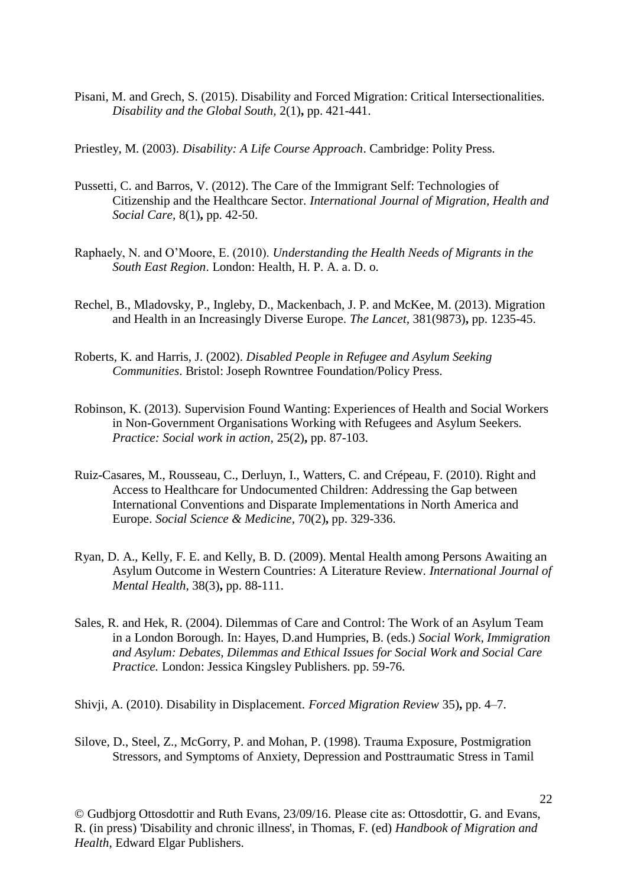Pisani, M. and Grech, S. (2015). Disability and Forced Migration: Critical Intersectionalities. *Disability and the Global South,* 2(1)**,** pp. 421-441.

Priestley, M. (2003). *Disability: A Life Course Approach*. Cambridge: Polity Press.

Pussetti, C. and Barros, V. (2012). The Care of the Immigrant Self: Technologies of Citizenship and the Healthcare Sector. *International Journal of Migration, Health and Social Care,* 8(1)**,** pp. 42-50.

Raphaely, N. and O'Moore, E. (2010). *Understanding the Health Needs of Migrants in the South East Region*. London: Health, H. P. A. a. D. o.

Rechel, B., Mladovsky, P., Ingleby, D., Mackenbach, J. P. and McKee, M. (2013). Migration and Health in an Increasingly Diverse Europe. *The Lancet,* 381(9873)**,** pp. 1235-45.

Roberts, K. and Harris, J. (2002). *Disabled People in Refugee and Asylum Seeking Communities*. Bristol: Joseph Rowntree Foundation/Policy Press.

Robinson, K. (2013). Supervision Found Wanting: Experiences of Health and Social Workers in Non-Government Organisations Working with Refugees and Asylum Seekers. *Practice: Social work in action,* 25(2)**,** pp. 87-103.

Ruiz-Casares, M., Rousseau, C., Derluyn, I., Watters, C. and Crépeau, F. (2010). Right and Access to Healthcare for Undocumented Children: Addressing the Gap between International Conventions and Disparate Implementations in North America and Europe. *Social Science & Medicine,* 70(2)**,** pp. 329-336.

Ryan, D. A., Kelly, F. E. and Kelly, B. D. (2009). Mental Health among Persons Awaiting an Asylum Outcome in Western Countries: A Literature Review. *International Journal of Mental Health,* 38(3)**,** pp. 88-111.

Sales, R. and Hek, R. (2004). Dilemmas of Care and Control: The Work of an Asylum Team in a London Borough. In: Hayes, D.and Humpries, B. (eds.) *Social Work, Immigration and Asylum: Debates, Dilemmas and Ethical Issues for Social Work and Social Care Practice.* London: Jessica Kingsley Publishers. pp. 59-76.

Shivji, A. (2010). Disability in Displacement. *Forced Migration Review* 35)**,** pp. 4–7.

Silove, D., Steel, Z., McGorry, P. and Mohan, P. (1998). Trauma Exposure, Postmigration Stressors, and Symptoms of Anxiety, Depression and Posttraumatic Stress in Tamil

© Gudbjorg Ottosdottir and Ruth Evans, 23/09/16. Please cite as: Ottosdottir, G. and Evans, R. (in press) 'Disability and chronic illness', in Thomas, F. (ed) *Handbook of Migration and Health*, Edward Elgar Publishers.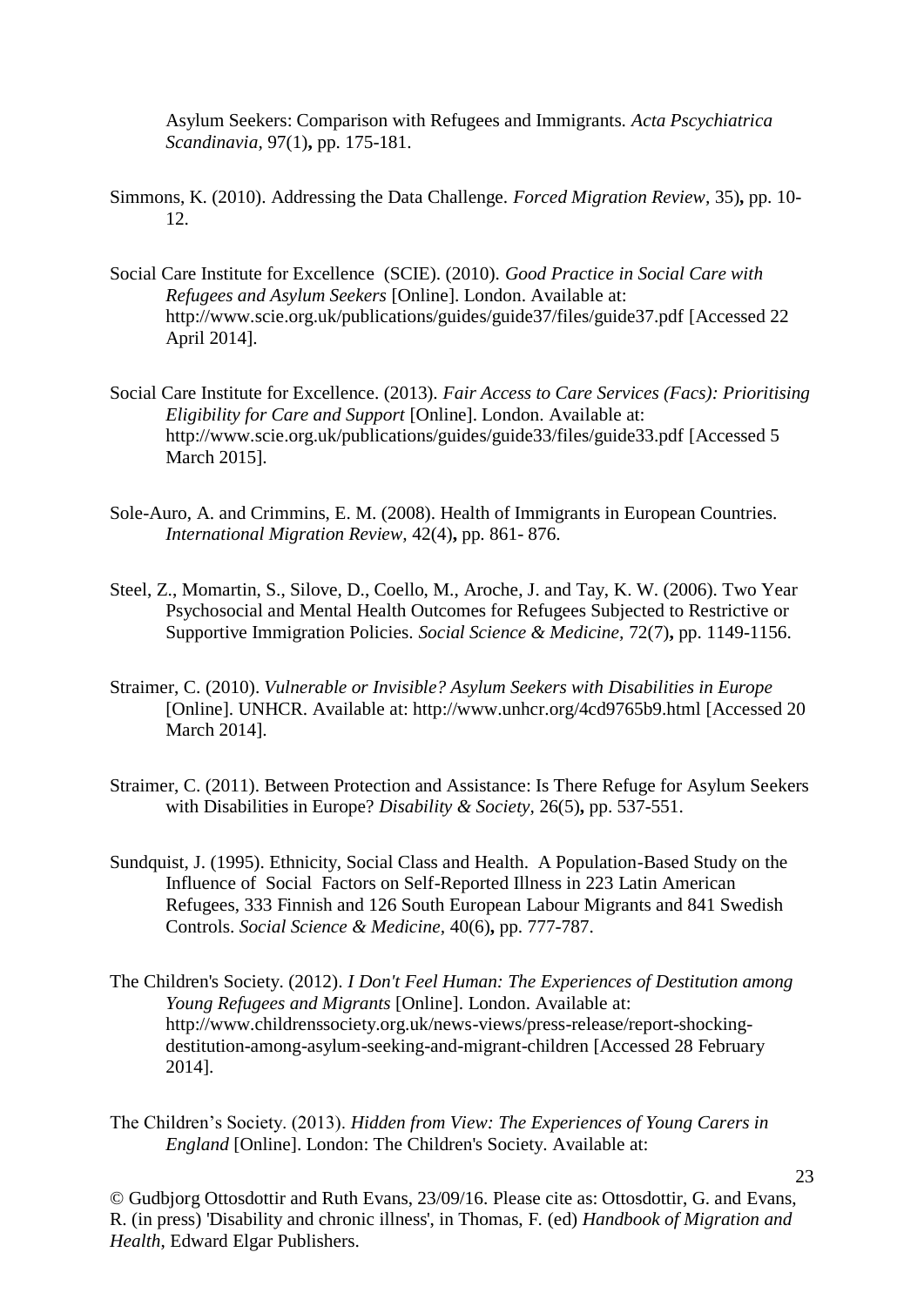Asylum Seekers: Comparison with Refugees and Immigrants. *Acta Pscychiatrica Scandinavia*, 97(1)**,** pp. 175-181.

Simmons, K. (2010). Addressing the Data Challenge. *Forced Migration Review,* 35)**,** pp. 10-12.

Social Care Institute for Excellence (SCIE). (2010). *Good Practice in Social Care with Refugees and Asylum Seekers* [Online]. London. Available at: http://www.scie.org.uk/publications/guides/guide37/files/guide37.pdf [Accessed 22 April 2014].

Social Care Institute for Excellence. (2013). *Fair Access to Care Services (Facs): Prioritising Eligibility for Care and Support* [Online]. London. Available at: http://www.scie.org.uk/publications/guides/guide33/files/guide33.pdf [Accessed 5 March 2015].

Sole-Auro, A. and Crimmins, E. M. (2008). Health of Immigrants in European Countries. *International Migration Review,* 42(4)**,** pp. 861- 876.

Steel, Z., Momartin, S., Silove, D., Coello, M., Aroche, J. and Tay, K. W. (2006). Two Year Psychosocial and Mental Health Outcomes for Refugees Subjected to Restrictive or Supportive Immigration Policies. *Social Science & Medicine,* 72(7)**,** pp. 1149-1156.

Straimer, C. (2010). *Vulnerable or Invisible? Asylum Seekers with Disabilities in Europe* [Online]. UNHCR. Available at: http://www.unhcr.org/4cd9765b9.html [Accessed 20 March 2014].

Straimer, C. (2011). Between Protection and Assistance: Is There Refuge for Asylum Seekers with Disabilities in Europe? *Disability & Society,* 26(5)**,** pp. 537-551.

Sundquist, J. (1995). Ethnicity, Social Class and Health. A Population-Based Study on the Influence of Social Factors on Self-Reported Illness in 223 Latin American Refugees, 333 Finnish and 126 South European Labour Migrants and 841 Swedish Controls. *Social Science & Medicine,* 40(6)**,** pp. 777-787.

The Children's Society. (2012). *I Don't Feel Human: The Experiences of Destitution among Young Refugees and Migrants* [Online]. London. Available at: http://www.childrenssociety.org.uk/news-views/press-release/report-shocking-destitution-among-asylum-seeking-and-migrant-children [Accessed 28 February 2014].

The Children's Society. (2013). *Hidden from View: The Experiences of Young Carers in England* [Online]. London: The Children's Society. Available at:

© Gudbjorg Ottosdottir and Ruth Evans, 23/09/16. Please cite as: Ottosdottir, G. and Evans, R. (in press) 'Disability and chronic illness', in Thomas, F. (ed) *Handbook of Migration and Health*, Edward Elgar Publishers.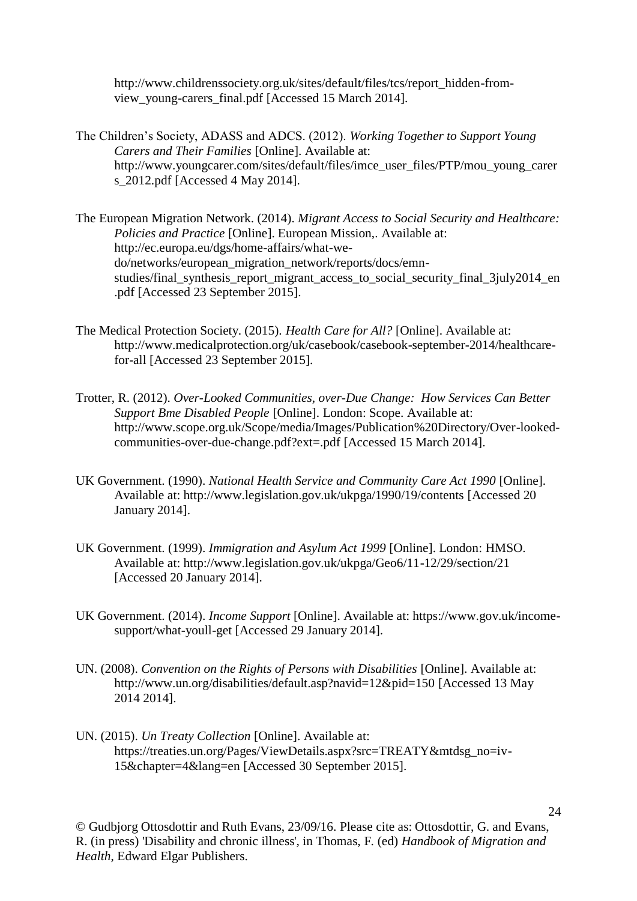http://www.childrenssociety.org.uk/sites/default/files/tcs/report_hidden-from-view_young-carers_final.pdf [Accessed 15 March 2014].

The Children's Society, ADASS and ADCS. (2012). *Working Together to Support Young Carers and Their Families* [Online]. Available at: http://www.youngcarer.com/sites/default/files/imce_user_files/PTP/mou_young_carers_2012.pdf [Accessed 4 May 2014].

The European Migration Network. (2014). *Migrant Access to Social Security and Healthcare: Policies and Practice* [Online]. European Mission,. Available at: http://ec.europa.eu/dgs/home-affairs/what-we-do/networks/european_migration_network/reports/docs/emn-studies/final_synthesis_report_migrant_access_to_social_security_final_3july2014_en.pdf [Accessed 23 September 2015].

The Medical Protection Society. (2015). *Health Care for All?* [Online]. Available at: http://www.medicalprotection.org/uk/casebook/casebook-september-2014/healthcare-for-all [Accessed 23 September 2015].

Trotter, R. (2012). *Over-Looked Communities, over-Due Change: How Services Can Better Support Bme Disabled People* [Online]. London: Scope. Available at: http://www.scope.org.uk/Scope/media/Images/Publication%20Directory/Over-looked-communities-over-due-change.pdf?ext=.pdf [Accessed 15 March 2014].

UK Government. (1990). *National Health Service and Community Care Act 1990* [Online]. Available at: http://www.legislation.gov.uk/ukpga/1990/19/contents [Accessed 20 January 2014].

UK Government. (1999). *Immigration and Asylum Act 1999* [Online]. London: HMSO. Available at: http://www.legislation.gov.uk/ukpga/Geo6/11-12/29/section/21 [Accessed 20 January 2014].

UK Government. (2014). *Income Support* [Online]. Available at: https://www.gov.uk/income-support/what-youll-get [Accessed 29 January 2014].

UN. (2008). *Convention on the Rights of Persons with Disabilities* [Online]. Available at: http://www.un.org/disabilities/default.asp?navid=12&pid=150 [Accessed 13 May 2014 2014].

UN. (2015). *Un Treaty Collection* [Online]. Available at: https://treaties.un.org/Pages/ViewDetails.aspx?src=TREATY&mtdsg_no=iv-15&chapter=4&lang=en [Accessed 30 September 2015].

© Gudbjorg Ottosdottir and Ruth Evans, 23/09/16. Please cite as: Ottosdottir, G. and Evans, R. (in press) 'Disability and chronic illness', in Thomas, F. (ed) *Handbook of Migration and Health*, Edward Elgar Publishers.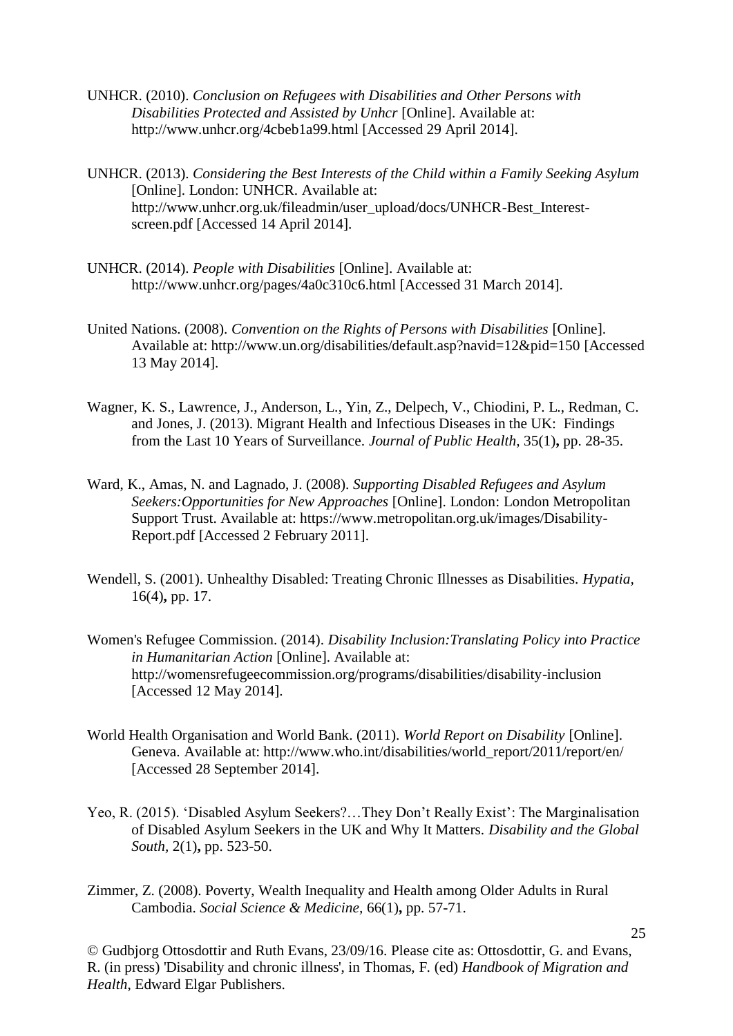UNHCR. (2010). *Conclusion on Refugees with Disabilities and Other Persons with Disabilities Protected and Assisted by Unhcr* [Online]. Available at: http://www.unhcr.org/4cbeb1a99.html [Accessed 29 April 2014].

UNHCR. (2013). *Considering the Best Interests of the Child within a Family Seeking Asylum* [Online]. London: UNHCR. Available at: http://www.unhcr.org.uk/fileadmin/user_upload/docs/UNHCR-Best_Interest-screen.pdf [Accessed 14 April 2014].

UNHCR. (2014). *People with Disabilities* [Online]. Available at: http://www.unhcr.org/pages/4a0c310c6.html [Accessed 31 March 2014].

United Nations. (2008). *Convention on the Rights of Persons with Disabilities* [Online]. Available at: http://www.un.org/disabilities/default.asp?navid=12&pid=150 [Accessed 13 May 2014].

Wagner, K. S., Lawrence, J., Anderson, L., Yin, Z., Delpech, V., Chiodini, P. L., Redman, C. and Jones, J. (2013). Migrant Health and Infectious Diseases in the UK: Findings from the Last 10 Years of Surveillance. *Journal of Public Health,* 35(1)**,** pp. 28-35.

Ward, K., Amas, N. and Lagnado, J. (2008). *Supporting Disabled Refugees and Asylum Seekers:Opportunities for New Approaches* [Online]. London: London Metropolitan Support Trust. Available at: https://www.metropolitan.org.uk/images/Disability-Report.pdf [Accessed 2 February 2011].

Wendell, S. (2001). Unhealthy Disabled: Treating Chronic Illnesses as Disabilities. *Hypatia,* 16(4)**,** pp. 17.

Women's Refugee Commission. (2014). *Disability Inclusion:Translating Policy into Practice in Humanitarian Action* [Online]. Available at: http://womensrefugeecommission.org/programs/disabilities/disability-inclusion [Accessed 12 May 2014].

World Health Organisation and World Bank. (2011). *World Report on Disability* [Online]. Geneva. Available at: http://www.who.int/disabilities/world_report/2011/report/en/ [Accessed 28 September 2014].

Yeo, R. (2015). 'Disabled Asylum Seekers?…They Don't Really Exist': The Marginalisation of Disabled Asylum Seekers in the UK and Why It Matters. *Disability and the Global South*, 2(1)**,** pp. 523-50.

Zimmer, Z. (2008). Poverty, Wealth Inequality and Health among Older Adults in Rural Cambodia. *Social Science & Medicine,* 66(1)**,** pp. 57-71.

© Gudbjorg Ottosdottir and Ruth Evans, 23/09/16. Please cite as: Ottosdottir, G. and Evans, R. (in press) 'Disability and chronic illness', in Thomas, F. (ed) *Handbook of Migration and Health*, Edward Elgar Publishers.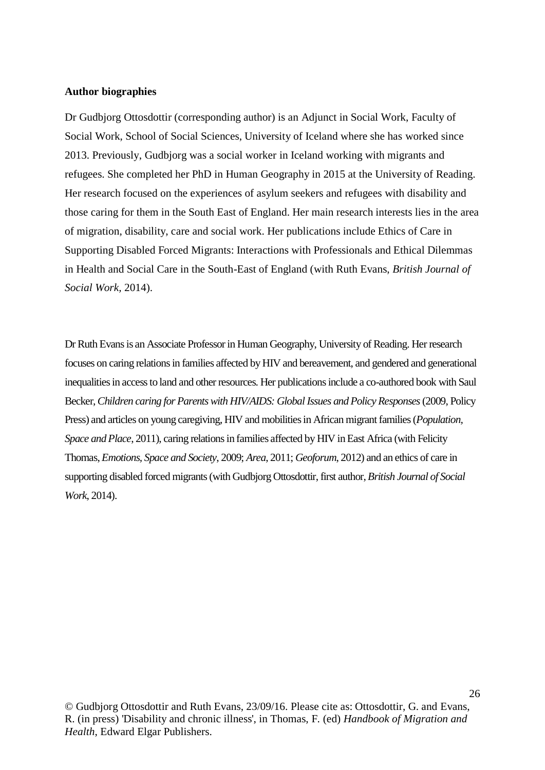**Author biographies**

Dr Gudbjorg Ottosdottir (corresponding author) is an Adjunct in Social Work, Faculty of Social Work, School of Social Sciences, University of Iceland where she has worked since 2013. Previously, Gudbjorg was a social worker in Iceland working with migrants and refugees. She completed her PhD in Human Geography in 2015 at the University of Reading. Her research focused on the experiences of asylum seekers and refugees with disability and those caring for them in the South East of England. Her main research interests lies in the area of migration, disability, care and social work. Her publications include Ethics of Care in Supporting Disabled Forced Migrants: Interactions with Professionals and Ethical Dilemmas in Health and Social Care in the South-East of England (with Ruth Evans, *British Journal of Social Work*, 2014).

Dr Ruth Evans is an Associate Professor in Human Geography, University of Reading. Her research focuses on caring relations in families affected by HIV and bereavement, and gendered and generational inequalities in access to land and other resources. Her publications include a co-authored book with Saul Becker, *Children caring for Parents with HIV/AIDS: Global Issues and Policy Responses* (2009, Policy Press) and articles on young caregiving, HIV and mobilities in African migrant families (*Population, Space and Place*, 2011), caring relations in families affected by HIV in East Africa (with Felicity Thomas, *Emotions, Space and Society*, 2009; *Area*, 2011; *Geoforum*, 2012) and an ethics of care in supporting disabled forced migrants (with Gudbjorg Ottosdottir, first author, *British Journal of Social Work*, 2014).

© Gudbjorg Ottosdottir and Ruth Evans, 23/09/16. Please cite as: Ottosdottir, G. and Evans, R. (in press) 'Disability and chronic illness', in Thomas, F. (ed) *Handbook of Migration and Health*, Edward Elgar Publishers.